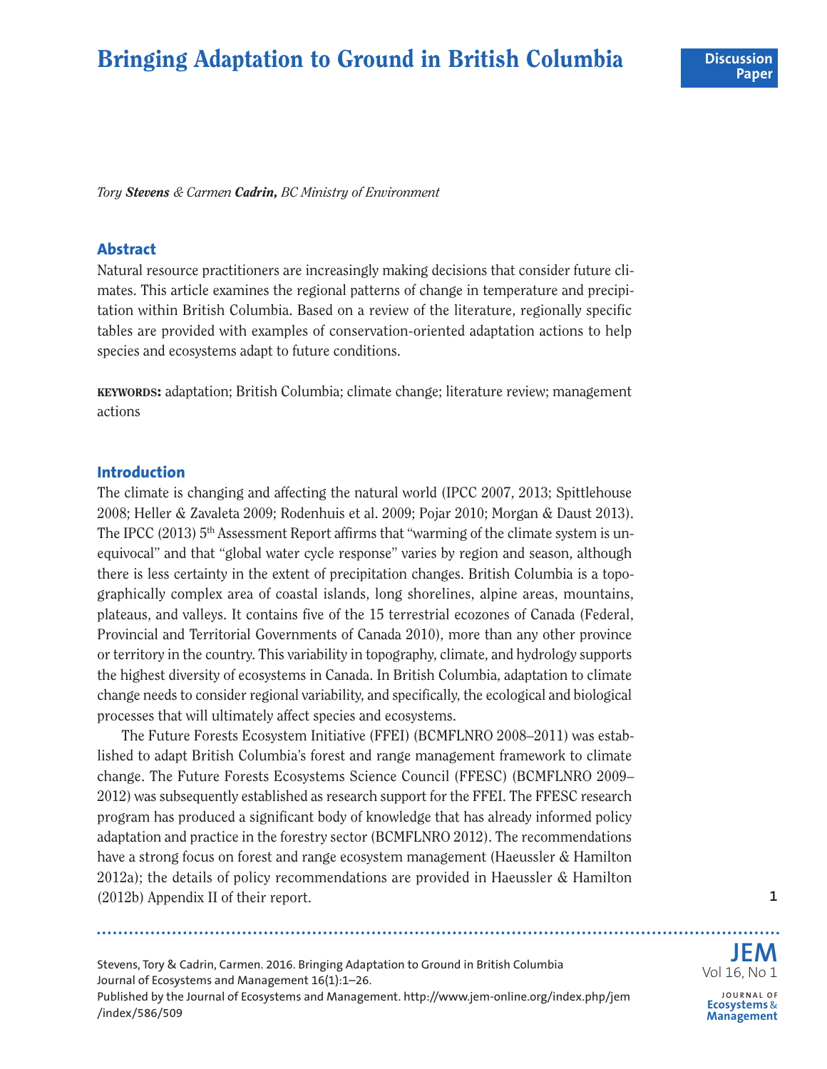# Bringing Adaptation to Ground in British Columbia

Discussion Paper

*Tory **Stevens** & Carmen **Cadrin,** BC Ministry of Environment*

## Abstract

Natural resource practitioners are increasingly making decisions that consider future climates. This article examines the regional patterns of change in temperature and precipitation within British Columbia. Based on a review of the literature, regionally specific tables are provided with examples of conservation-oriented adaptation actions to help species and ecosystems adapt to future conditions.

**KEYWORDS:** adaptation; British Columbia; climate change; literature review; management actions

## Introduction

The climate is changing and affecting the natural world (IPCC 2007, 2013; Spittlehouse 2008; Heller & Zavaleta 2009; Rodenhuis et al. 2009; Pojar 2010; Morgan & Daust 2013). The IPCC (2013) 5th Assessment Report affirms that "warming of the climate system is unequivocal" and that "global water cycle response" varies by region and season, although there is less certainty in the extent of precipitation changes. British Columbia is a topographically complex area of coastal islands, long shorelines, alpine areas, mountains, plateaus, and valleys. It contains five of the 15 terrestrial ecozones of Canada (Federal, Provincial and Territorial Governments of Canada 2010), more than any other province or territory in the country. This variability in topography, climate, and hydrology supports the highest diversity of ecosystems in Canada. In British Columbia, adaptation to climate change needs to consider regional variability, and specifically, the ecological and biological processes that will ultimately affect species and ecosystems.

The Future Forests Ecosystem Initiative (FFEI) (BCMFLNRO 2008–2011) was established to adapt British Columbia's forest and range management framework to climate change. The Future Forests Ecosystems Science Council (FFESC) (BCMFLNRO 2009–2012) was subsequently established as research support for the FFEI. The FFESC research program has produced a significant body of knowledge that has already informed policy adaptation and practice in the forestry sector (BCMFLNRO 2012). The recommendations have a strong focus on forest and range ecosystem management (Haeussler & Hamilton 2012a); the details of policy recommendations are provided in Haeussler & Hamilton (2012b) Appendix II of their report.

Stevens, Tory & Cadrin, Carmen. 2016. Bringing Adaptation to Ground in British Columbia Journal of Ecosystems and Management 16(1):1–26.
Published by the Journal of Ecosystems and Management. http://www.jem-online.org/index.php/jem/index/586/509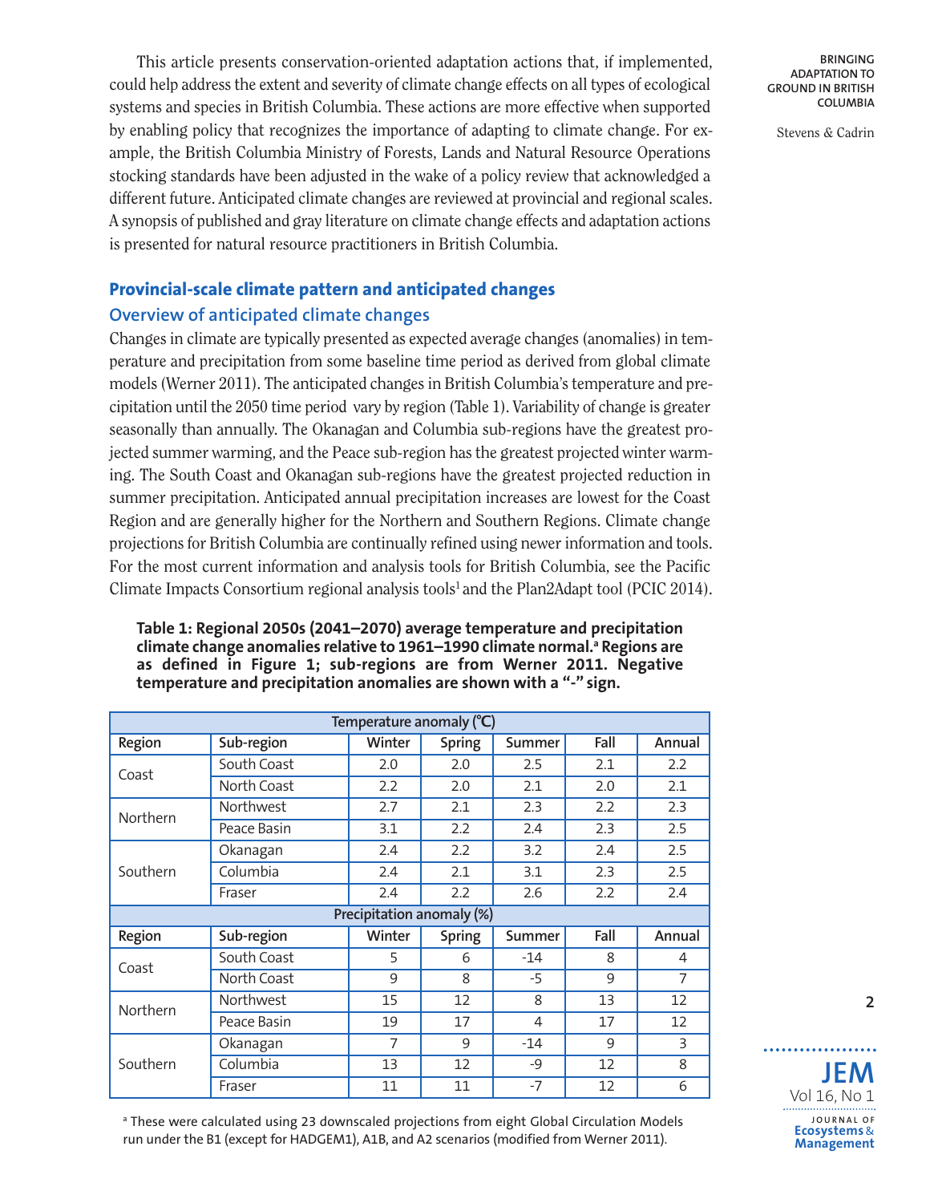This article presents conservation-oriented adaptation actions that, if implemented, could help address the extent and severity of climate change effects on all types of ecological systems and species in British Columbia. These actions are more effective when supported by enabling policy that recognizes the importance of adapting to climate change. For example, the British Columbia Ministry of Forests, Lands and Natural Resource Operations stocking standards have been adjusted in the wake of a policy review that acknowledged a different future. Anticipated climate changes are reviewed at provincial and regional scales. A synopsis of published and gray literature on climate change effects and adaptation actions is presented for natural resource practitioners in British Columbia.

## Provincial-scale climate pattern and anticipated changes

### Overview of anticipated climate changes

Changes in climate are typically presented as expected average changes (anomalies) in temperature and precipitation from some baseline time period as derived from global climate models (Werner 2011). The anticipated changes in British Columbia's temperature and precipitation until the 2050 time period vary by region (Table 1). Variability of change is greater seasonally than annually. The Okanagan and Columbia sub-regions have the greatest projected summer warming, and the Peace sub-region has the greatest projected winter warming. The South Coast and Okanagan sub-regions have the greatest projected reduction in summer precipitation. Anticipated annual precipitation increases are lowest for the Coast Region and are generally higher for the Northern and Southern Regions. Climate change projections for British Columbia are continually refined using newer information and tools. For the most current information and analysis tools for British Columbia, see the Pacific Climate Impacts Consortium regional analysis tools[1] and the Plan2Adapt tool (PCIC 2014).

**Table 1: Regional 2050s (2041–2070) average temperature and precipitation climate change anomalies relative to 1961–1990 climate normal.[a] Regions are as defined in Figure 1; sub-regions are from Werner 2011. Negative temperature and precipitation anomalies are shown with a "-" sign.**

| Temperature anomaly (°C) | | | | | | |
|---|---|---|---|---|---|---|
| **Region** | **Sub-region** | **Winter** | **Spring** | **Summer** | **Fall** | **Annual** |
| Coast | South Coast | 2.0 | 2.0 | 2.5 | 2.1 | 2.2 |
| | North Coast | 2.2 | 2.0 | 2.1 | 2.0 | 2.1 |
| Northern | Northwest | 2.7 | 2.1 | 2.3 | 2.2 | 2.3 |
| | Peace Basin | 3.1 | 2.2 | 2.4 | 2.3 | 2.5 |
| Southern | Okanagan | 2.4 | 2.2 | 3.2 | 2.4 | 2.5 |
| | Columbia | 2.4 | 2.1 | 3.1 | 2.3 | 2.5 |
| | Fraser | 2.4 | 2.2 | 2.6 | 2.2 | 2.4 |
| **Precipitation anomaly (%)** | | | | | | |
| **Region** | **Sub-region** | **Winter** | **Spring** | **Summer** | **Fall** | **Annual** |
| Coast | South Coast | 5 | 6 | -14 | 8 | 4 |
| | North Coast | 9 | 8 | -5 | 9 | 7 |
| Northern | Northwest | 15 | 12 | 8 | 13 | 12 |
| | Peace Basin | 19 | 17 | 4 | 17 | 12 |
| Southern | Okanagan | 7 | 9 | -14 | 9 | 3 |
| | Columbia | 13 | 12 | -9 | 12 | 8 |
| | Fraser | 11 | 11 | -7 | 12 | 6 |

[a] These were calculated using 23 downscaled projections from eight Global Circulation Models run under the B1 (except for HADGEM1), A1B, and A2 scenarios (modified from Werner 2011).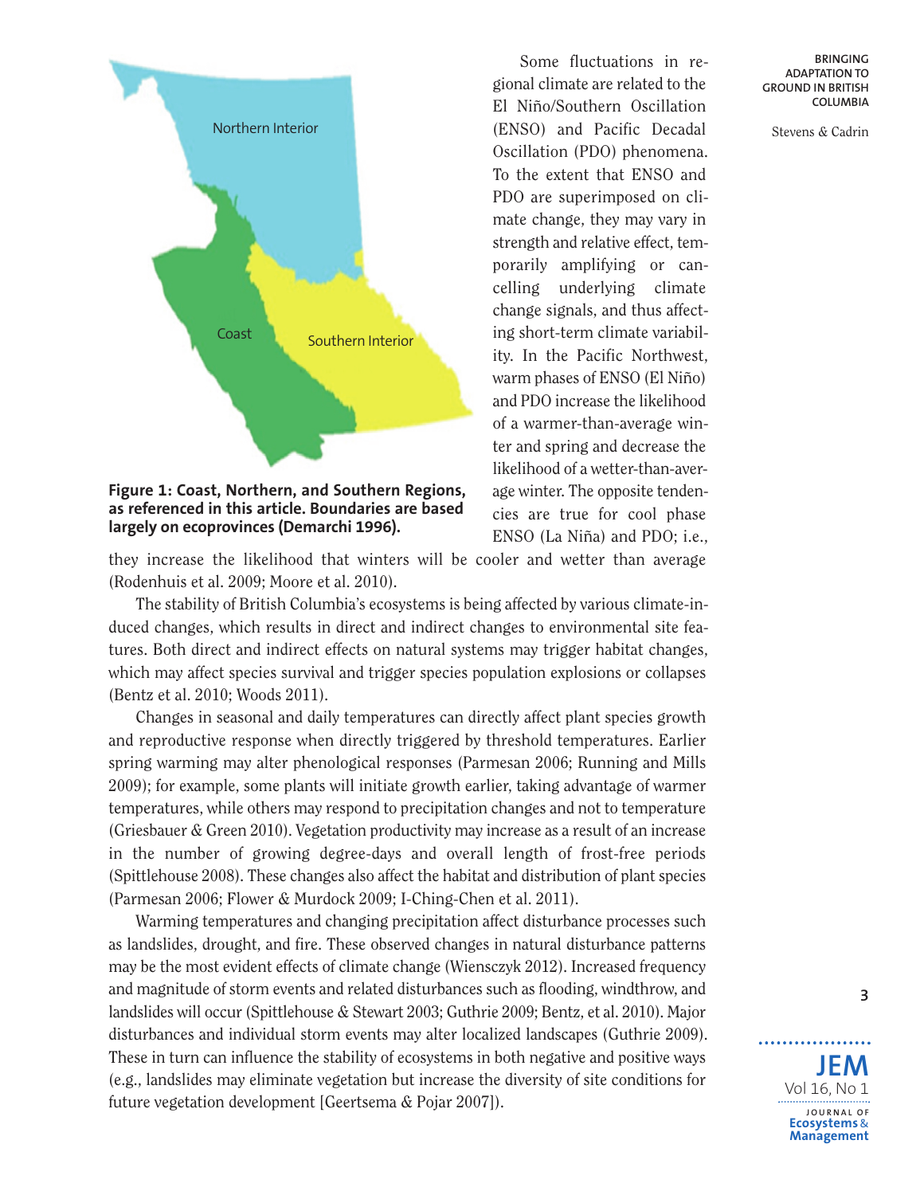**Figure 1: Coast, Northern, and Southern Regions, as referenced in this article. Boundaries are based largely on ecoprovinces (Demarchi 1996).**

Some fluctuations in regional climate are related to the El Niño/Southern Oscillation (ENSO) and Pacific Decadal Oscillation (PDO) phenomena. To the extent that ENSO and PDO are superimposed on climate change, they may vary in strength and relative effect, temporarily amplifying or cancelling underlying climate change signals, and thus affecting short-term climate variability. In the Pacific Northwest, warm phases of ENSO (El Niño) and PDO increase the likelihood of a warmer-than-average winter and spring and decrease the likelihood of a wetter-than-average winter. The opposite tendencies are true for cool phase ENSO (La Niña) and PDO; i.e., they increase the likelihood that winters will be cooler and wetter than average (Rodenhuis et al. 2009; Moore et al. 2010).

The stability of British Columbia's ecosystems is being affected by various climate-induced changes, which results in direct and indirect changes to environmental site features. Both direct and indirect effects on natural systems may trigger habitat changes, which may affect species survival and trigger species population explosions or collapses (Bentz et al. 2010; Woods 2011).

Changes in seasonal and daily temperatures can directly affect plant species growth and reproductive response when directly triggered by threshold temperatures. Earlier spring warming may alter phenological responses (Parmesan 2006; Running and Mills 2009); for example, some plants will initiate growth earlier, taking advantage of warmer temperatures, while others may respond to precipitation changes and not to temperature (Griesbauer & Green 2010). Vegetation productivity may increase as a result of an increase in the number of growing degree-days and overall length of frost-free periods (Spittlehouse 2008). These changes also affect the habitat and distribution of plant species (Parmesan 2006; Flower & Murdock 2009; I-Ching-Chen et al. 2011).

Warming temperatures and changing precipitation affect disturbance processes such as landslides, drought, and fire. These observed changes in natural disturbance patterns may be the most evident effects of climate change (Wiensczyk 2012). Increased frequency and magnitude of storm events and related disturbances such as flooding, windthrow, and landslides will occur (Spittlehouse & Stewart 2003; Guthrie 2009; Bentz, et al. 2010). Major disturbances and individual storm events may alter localized landscapes (Guthrie 2009). These in turn can influence the stability of ecosystems in both negative and positive ways (e.g., landslides may eliminate vegetation but increase the diversity of site conditions for future vegetation development [Geertsema & Pojar 2007]).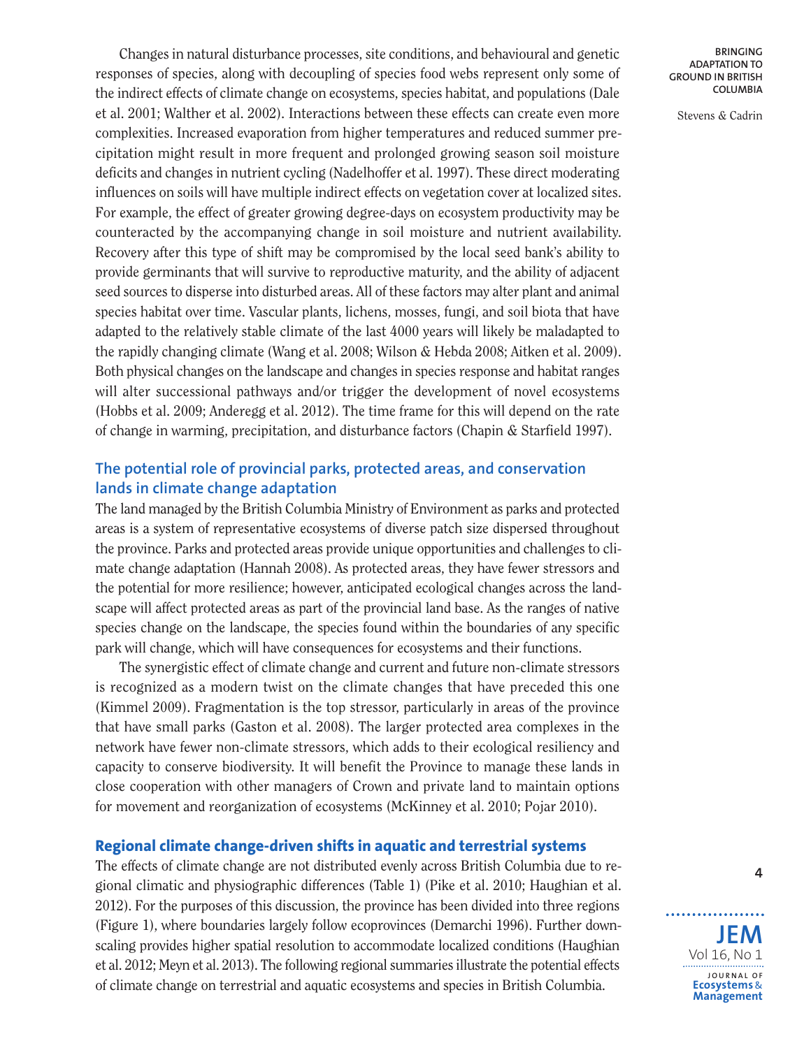Changes in natural disturbance processes, site conditions, and behavioural and genetic responses of species, along with decoupling of species food webs represent only some of the indirect effects of climate change on ecosystems, species habitat, and populations (Dale et al. 2001; Walther et al. 2002). Interactions between these effects can create even more complexities. Increased evaporation from higher temperatures and reduced summer precipitation might result in more frequent and prolonged growing season soil moisture deficits and changes in nutrient cycling (Nadelhoffer et al. 1997). These direct moderating influences on soils will have multiple indirect effects on vegetation cover at localized sites. For example, the effect of greater growing degree-days on ecosystem productivity may be counteracted by the accompanying change in soil moisture and nutrient availability. Recovery after this type of shift may be compromised by the local seed bank's ability to provide germinants that will survive to reproductive maturity, and the ability of adjacent seed sources to disperse into disturbed areas. All of these factors may alter plant and animal species habitat over time. Vascular plants, lichens, mosses, fungi, and soil biota that have adapted to the relatively stable climate of the last 4000 years will likely be maladapted to the rapidly changing climate (Wang et al. 2008; Wilson & Hebda 2008; Aitken et al. 2009). Both physical changes on the landscape and changes in species response and habitat ranges will alter successional pathways and/or trigger the development of novel ecosystems (Hobbs et al. 2009; Anderegg et al. 2012). The time frame for this will depend on the rate of change in warming, precipitation, and disturbance factors (Chapin & Starfield 1997).

## The potential role of provincial parks, protected areas, and conservation lands in climate change adaptation

The land managed by the British Columbia Ministry of Environment as parks and protected areas is a system of representative ecosystems of diverse patch size dispersed throughout the province. Parks and protected areas provide unique opportunities and challenges to climate change adaptation (Hannah 2008). As protected areas, they have fewer stressors and the potential for more resilience; however, anticipated ecological changes across the landscape will affect protected areas as part of the provincial land base. As the ranges of native species change on the landscape, the species found within the boundaries of any specific park will change, which will have consequences for ecosystems and their functions.

The synergistic effect of climate change and current and future non-climate stressors is recognized as a modern twist on the climate changes that have preceded this one (Kimmel 2009). Fragmentation is the top stressor, particularly in areas of the province that have small parks (Gaston et al. 2008). The larger protected area complexes in the network have fewer non-climate stressors, which adds to their ecological resiliency and capacity to conserve biodiversity. It will benefit the Province to manage these lands in close cooperation with other managers of Crown and private land to maintain options for movement and reorganization of ecosystems (McKinney et al. 2010; Pojar 2010).

## Regional climate change-driven shifts in aquatic and terrestrial systems

The effects of climate change are not distributed evenly across British Columbia due to regional climatic and physiographic differences (Table 1) (Pike et al. 2010; Haughian et al. 2012). For the purposes of this discussion, the province has been divided into three regions (Figure 1), where boundaries largely follow ecoprovinces (Demarchi 1996). Further downscaling provides higher spatial resolution to accommodate localized conditions (Haughian et al. 2012; Meyn et al. 2013). The following regional summaries illustrate the potential effects of climate change on terrestrial and aquatic ecosystems and species in British Columbia.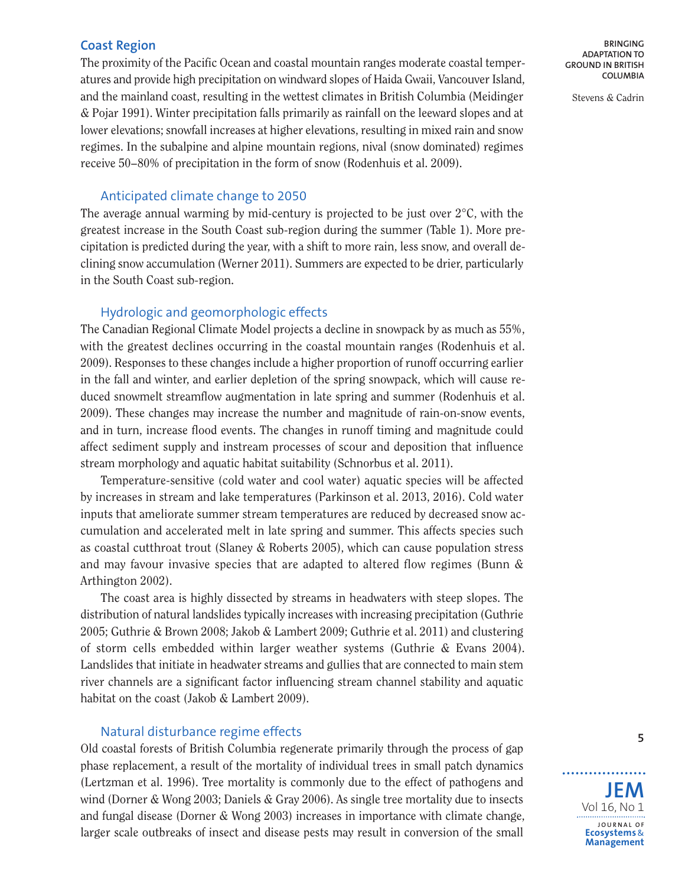## Coast Region

The proximity of the Pacific Ocean and coastal mountain ranges moderate coastal temperatures and provide high precipitation on windward slopes of Haida Gwaii, Vancouver Island, and the mainland coast, resulting in the wettest climates in British Columbia (Meidinger & Pojar 1991). Winter precipitation falls primarily as rainfall on the leeward slopes and at lower elevations; snowfall increases at higher elevations, resulting in mixed rain and snow regimes. In the subalpine and alpine mountain regions, nival (snow dominated) regimes receive 50–80% of precipitation in the form of snow (Rodenhuis et al. 2009).

### Anticipated climate change to 2050

The average annual warming by mid-century is projected to be just over 2°C, with the greatest increase in the South Coast sub-region during the summer (Table 1). More precipitation is predicted during the year, with a shift to more rain, less snow, and overall declining snow accumulation (Werner 2011). Summers are expected to be drier, particularly in the South Coast sub-region.

### Hydrologic and geomorphologic effects

The Canadian Regional Climate Model projects a decline in snowpack by as much as 55%, with the greatest declines occurring in the coastal mountain ranges (Rodenhuis et al. 2009). Responses to these changes include a higher proportion of runoff occurring earlier in the fall and winter, and earlier depletion of the spring snowpack, which will cause reduced snowmelt streamflow augmentation in late spring and summer (Rodenhuis et al. 2009). These changes may increase the number and magnitude of rain-on-snow events, and in turn, increase flood events. The changes in runoff timing and magnitude could affect sediment supply and instream processes of scour and deposition that influence stream morphology and aquatic habitat suitability (Schnorbus et al. 2011).

Temperature-sensitive (cold water and cool water) aquatic species will be affected by increases in stream and lake temperatures (Parkinson et al. 2013, 2016). Cold water inputs that ameliorate summer stream temperatures are reduced by decreased snow accumulation and accelerated melt in late spring and summer. This affects species such as coastal cutthroat trout (Slaney & Roberts 2005), which can cause population stress and may favour invasive species that are adapted to altered flow regimes (Bunn & Arthington 2002).

The coast area is highly dissected by streams in headwaters with steep slopes. The distribution of natural landslides typically increases with increasing precipitation (Guthrie 2005; Guthrie & Brown 2008; Jakob & Lambert 2009; Guthrie et al. 2011) and clustering of storm cells embedded within larger weather systems (Guthrie & Evans 2004). Landslides that initiate in headwater streams and gullies that are connected to main stem river channels are a significant factor influencing stream channel stability and aquatic habitat on the coast (Jakob & Lambert 2009).

### Natural disturbance regime effects

Old coastal forests of British Columbia regenerate primarily through the process of gap phase replacement, a result of the mortality of individual trees in small patch dynamics (Lertzman et al. 1996). Tree mortality is commonly due to the effect of pathogens and wind (Dorner & Wong 2003; Daniels & Gray 2006). As single tree mortality due to insects and fungal disease (Dorner & Wong 2003) increases in importance with climate change, larger scale outbreaks of insect and disease pests may result in conversion of the small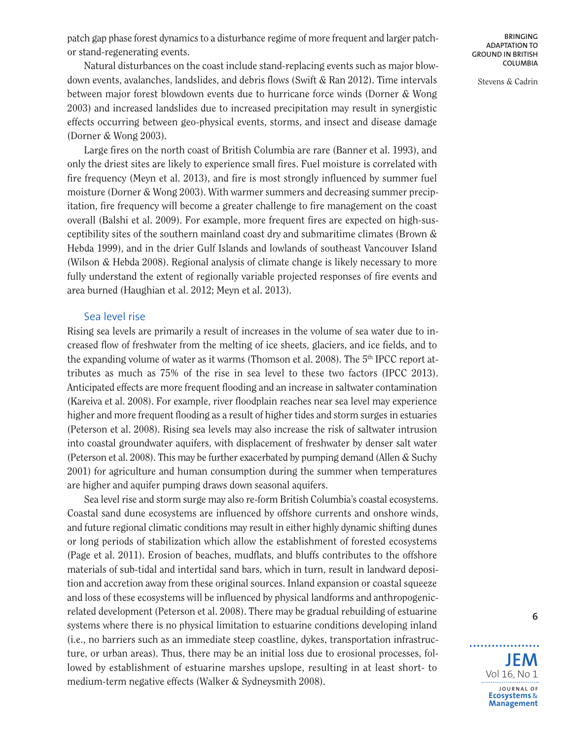patch gap phase forest dynamics to a disturbance regime of more frequent and larger patch- or stand-regenerating events.

Natural disturbances on the coast include stand-replacing events such as major blowdown events, avalanches, landslides, and debris flows (Swift & Ran 2012). Time intervals between major forest blowdown events due to hurricane force winds (Dorner & Wong 2003) and increased landslides due to increased precipitation may result in synergistic effects occurring between geo-physical events, storms, and insect and disease damage (Dorner & Wong 2003).

Large fires on the north coast of British Columbia are rare (Banner et al. 1993), and only the driest sites are likely to experience small fires. Fuel moisture is correlated with fire frequency (Meyn et al. 2013), and fire is most strongly influenced by summer fuel moisture (Dorner & Wong 2003). With warmer summers and decreasing summer precipitation, fire frequency will become a greater challenge to fire management on the coast overall (Balshi et al. 2009). For example, more frequent fires are expected on high-susceptibility sites of the southern mainland coast dry and submaritime climates (Brown & Hebda 1999), and in the drier Gulf Islands and lowlands of southeast Vancouver Island (Wilson & Hebda 2008). Regional analysis of climate change is likely necessary to more fully understand the extent of regionally variable projected responses of fire events and area burned (Haughian et al. 2012; Meyn et al. 2013).

### Sea level rise

Rising sea levels are primarily a result of increases in the volume of sea water due to increased flow of freshwater from the melting of ice sheets, glaciers, and ice fields, and to the expanding volume of water as it warms (Thomson et al. 2008). The 5th IPCC report attributes as much as 75% of the rise in sea level to these two factors (IPCC 2013). Anticipated effects are more frequent flooding and an increase in saltwater contamination (Kareiva et al. 2008). For example, river floodplain reaches near sea level may experience higher and more frequent flooding as a result of higher tides and storm surges in estuaries (Peterson et al. 2008). Rising sea levels may also increase the risk of saltwater intrusion into coastal groundwater aquifers, with displacement of freshwater by denser salt water (Peterson et al. 2008). This may be further exacerbated by pumping demand (Allen & Suchy 2001) for agriculture and human consumption during the summer when temperatures are higher and aquifer pumping draws down seasonal aquifers.

Sea level rise and storm surge may also re-form British Columbia's coastal ecosystems. Coastal sand dune ecosystems are influenced by offshore currents and onshore winds, and future regional climatic conditions may result in either highly dynamic shifting dunes or long periods of stabilization which allow the establishment of forested ecosystems (Page et al. 2011). Erosion of beaches, mudflats, and bluffs contributes to the offshore materials of sub-tidal and intertidal sand bars, which in turn, result in landward deposition and accretion away from these original sources. Inland expansion or coastal squeeze and loss of these ecosystems will be influenced by physical landforms and anthropogenic-related development (Peterson et al. 2008). There may be gradual rebuilding of estuarine systems where there is no physical limitation to estuarine conditions developing inland (i.e., no barriers such as an immediate steep coastline, dykes, transportation infrastructure, or urban areas). Thus, there may be an initial loss due to erosional processes, followed by establishment of estuarine marshes upslope, resulting in at least short- to medium-term negative effects (Walker & Sydneysmith 2008).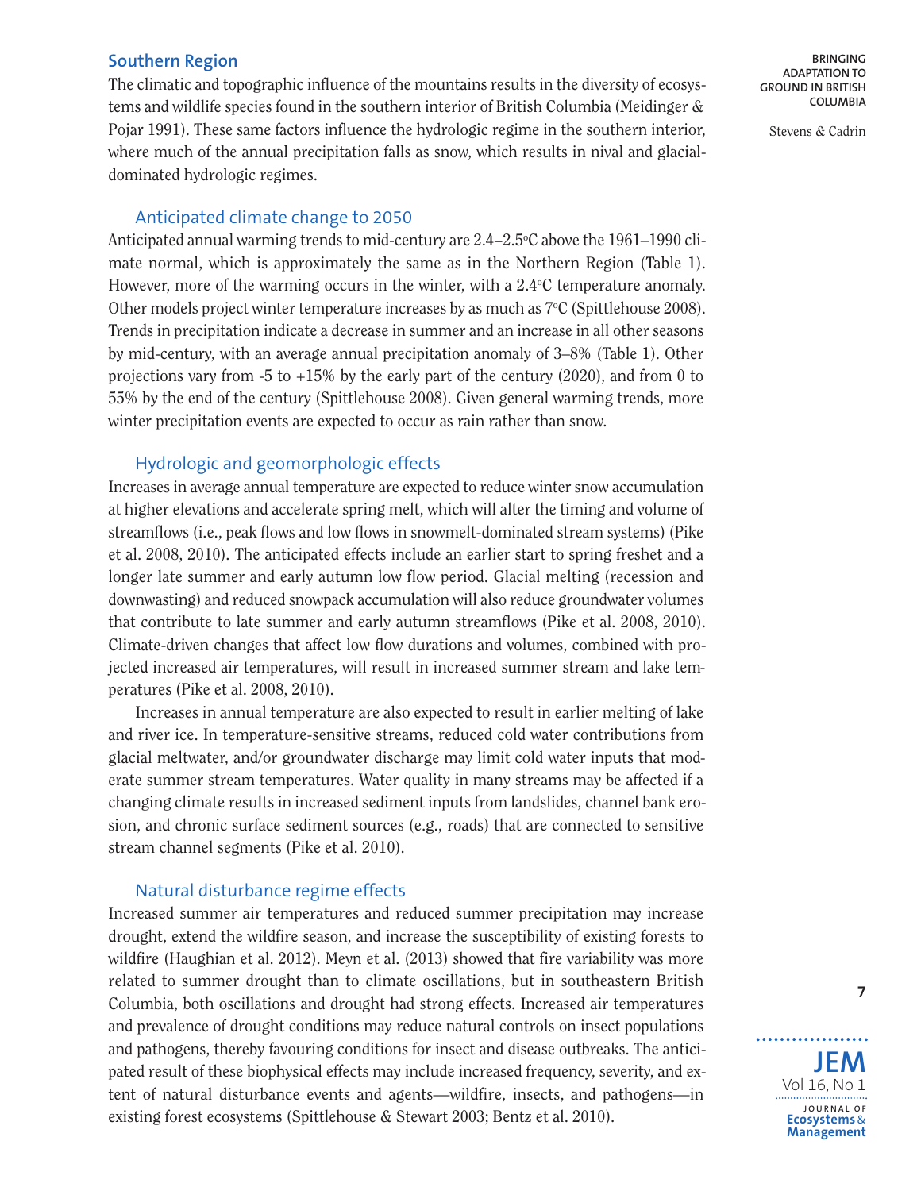## Southern Region

The climatic and topographic influence of the mountains results in the diversity of ecosystems and wildlife species found in the southern interior of British Columbia (Meidinger & Pojar 1991). These same factors influence the hydrologic regime in the southern interior, where much of the annual precipitation falls as snow, which results in nival and glacial-dominated hydrologic regimes.

### Anticipated climate change to 2050

Anticipated annual warming trends to mid-century are 2.4–2.5°C above the 1961–1990 climate normal, which is approximately the same as in the Northern Region (Table 1). However, more of the warming occurs in the winter, with a 2.4°C temperature anomaly. Other models project winter temperature increases by as much as 7°C (Spittlehouse 2008). Trends in precipitation indicate a decrease in summer and an increase in all other seasons by mid-century, with an average annual precipitation anomaly of 3–8% (Table 1). Other projections vary from -5 to +15% by the early part of the century (2020), and from 0 to 55% by the end of the century (Spittlehouse 2008). Given general warming trends, more winter precipitation events are expected to occur as rain rather than snow.

### Hydrologic and geomorphologic effects

Increases in average annual temperature are expected to reduce winter snow accumulation at higher elevations and accelerate spring melt, which will alter the timing and volume of streamflows (i.e., peak flows and low flows in snowmelt-dominated stream systems) (Pike et al. 2008, 2010). The anticipated effects include an earlier start to spring freshet and a longer late summer and early autumn low flow period. Glacial melting (recession and downwasting) and reduced snowpack accumulation will also reduce groundwater volumes that contribute to late summer and early autumn streamflows (Pike et al. 2008, 2010). Climate-driven changes that affect low flow durations and volumes, combined with projected increased air temperatures, will result in increased summer stream and lake temperatures (Pike et al. 2008, 2010).

Increases in annual temperature are also expected to result in earlier melting of lake and river ice. In temperature-sensitive streams, reduced cold water contributions from glacial meltwater, and/or groundwater discharge may limit cold water inputs that moderate summer stream temperatures. Water quality in many streams may be affected if a changing climate results in increased sediment inputs from landslides, channel bank erosion, and chronic surface sediment sources (e.g., roads) that are connected to sensitive stream channel segments (Pike et al. 2010).

### Natural disturbance regime effects

Increased summer air temperatures and reduced summer precipitation may increase drought, extend the wildfire season, and increase the susceptibility of existing forests to wildfire (Haughian et al. 2012). Meyn et al. (2013) showed that fire variability was more related to summer drought than to climate oscillations, but in southeastern British Columbia, both oscillations and drought had strong effects. Increased air temperatures and prevalence of drought conditions may reduce natural controls on insect populations and pathogens, thereby favouring conditions for insect and disease outbreaks. The anticipated result of these biophysical effects may include increased frequency, severity, and extent of natural disturbance events and agents—wildfire, insects, and pathogens—in existing forest ecosystems (Spittlehouse & Stewart 2003; Bentz et al. 2010).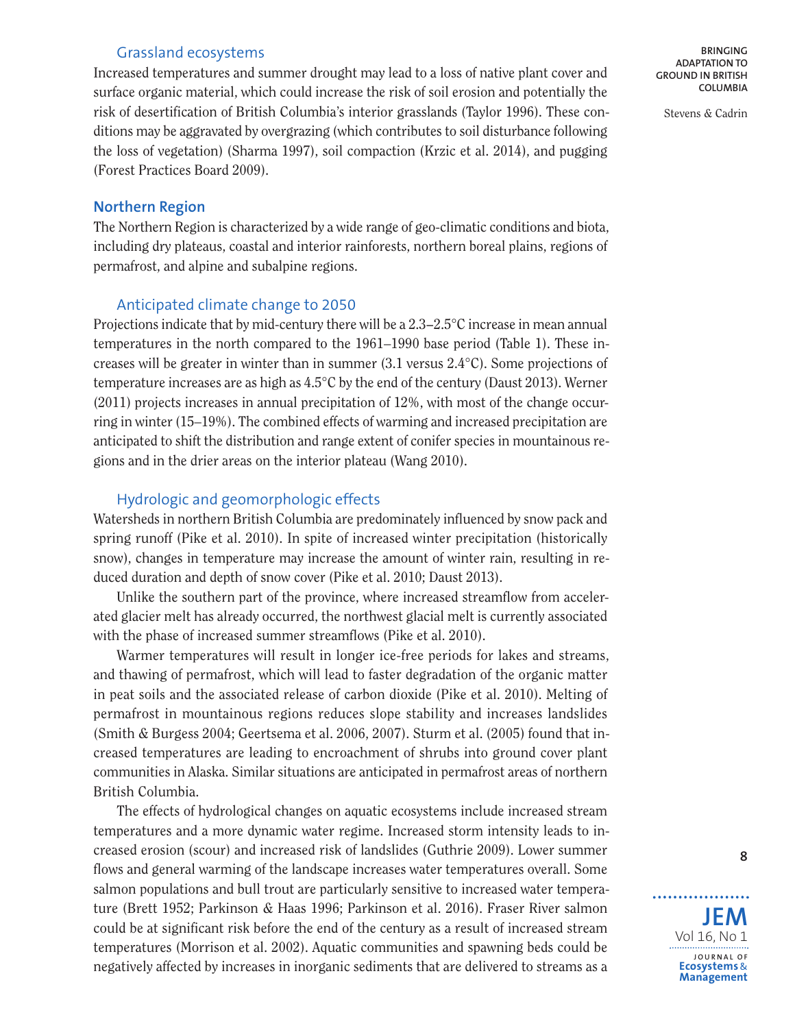### Grassland ecosystems

Increased temperatures and summer drought may lead to a loss of native plant cover and surface organic material, which could increase the risk of soil erosion and potentially the risk of desertification of British Columbia's interior grasslands (Taylor 1996). These conditions may be aggravated by overgrazing (which contributes to soil disturbance following the loss of vegetation) (Sharma 1997), soil compaction (Krzic et al. 2014), and pugging (Forest Practices Board 2009).

## Northern Region

The Northern Region is characterized by a wide range of geo-climatic conditions and biota, including dry plateaus, coastal and interior rainforests, northern boreal plains, regions of permafrost, and alpine and subalpine regions.

### Anticipated climate change to 2050

Projections indicate that by mid-century there will be a 2.3–2.5°C increase in mean annual temperatures in the north compared to the 1961–1990 base period (Table 1). These increases will be greater in winter than in summer (3.1 versus 2.4°C). Some projections of temperature increases are as high as 4.5°C by the end of the century (Daust 2013). Werner (2011) projects increases in annual precipitation of 12%, with most of the change occurring in winter (15–19%). The combined effects of warming and increased precipitation are anticipated to shift the distribution and range extent of conifer species in mountainous regions and in the drier areas on the interior plateau (Wang 2010).

### Hydrologic and geomorphologic effects

Watersheds in northern British Columbia are predominately influenced by snow pack and spring runoff (Pike et al. 2010). In spite of increased winter precipitation (historically snow), changes in temperature may increase the amount of winter rain, resulting in reduced duration and depth of snow cover (Pike et al. 2010; Daust 2013).

Unlike the southern part of the province, where increased streamflow from accelerated glacier melt has already occurred, the northwest glacial melt is currently associated with the phase of increased summer streamflows (Pike et al. 2010).

Warmer temperatures will result in longer ice-free periods for lakes and streams, and thawing of permafrost, which will lead to faster degradation of the organic matter in peat soils and the associated release of carbon dioxide (Pike et al. 2010). Melting of permafrost in mountainous regions reduces slope stability and increases landslides (Smith & Burgess 2004; Geertsema et al. 2006, 2007). Sturm et al. (2005) found that increased temperatures are leading to encroachment of shrubs into ground cover plant communities in Alaska. Similar situations are anticipated in permafrost areas of northern British Columbia.

The effects of hydrological changes on aquatic ecosystems include increased stream temperatures and a more dynamic water regime. Increased storm intensity leads to increased erosion (scour) and increased risk of landslides (Guthrie 2009). Lower summer flows and general warming of the landscape increases water temperatures overall. Some salmon populations and bull trout are particularly sensitive to increased water temperature (Brett 1952; Parkinson & Haas 1996; Parkinson et al. 2016). Fraser River salmon could be at significant risk before the end of the century as a result of increased stream temperatures (Morrison et al. 2002). Aquatic communities and spawning beds could be negatively affected by increases in inorganic sediments that are delivered to streams as a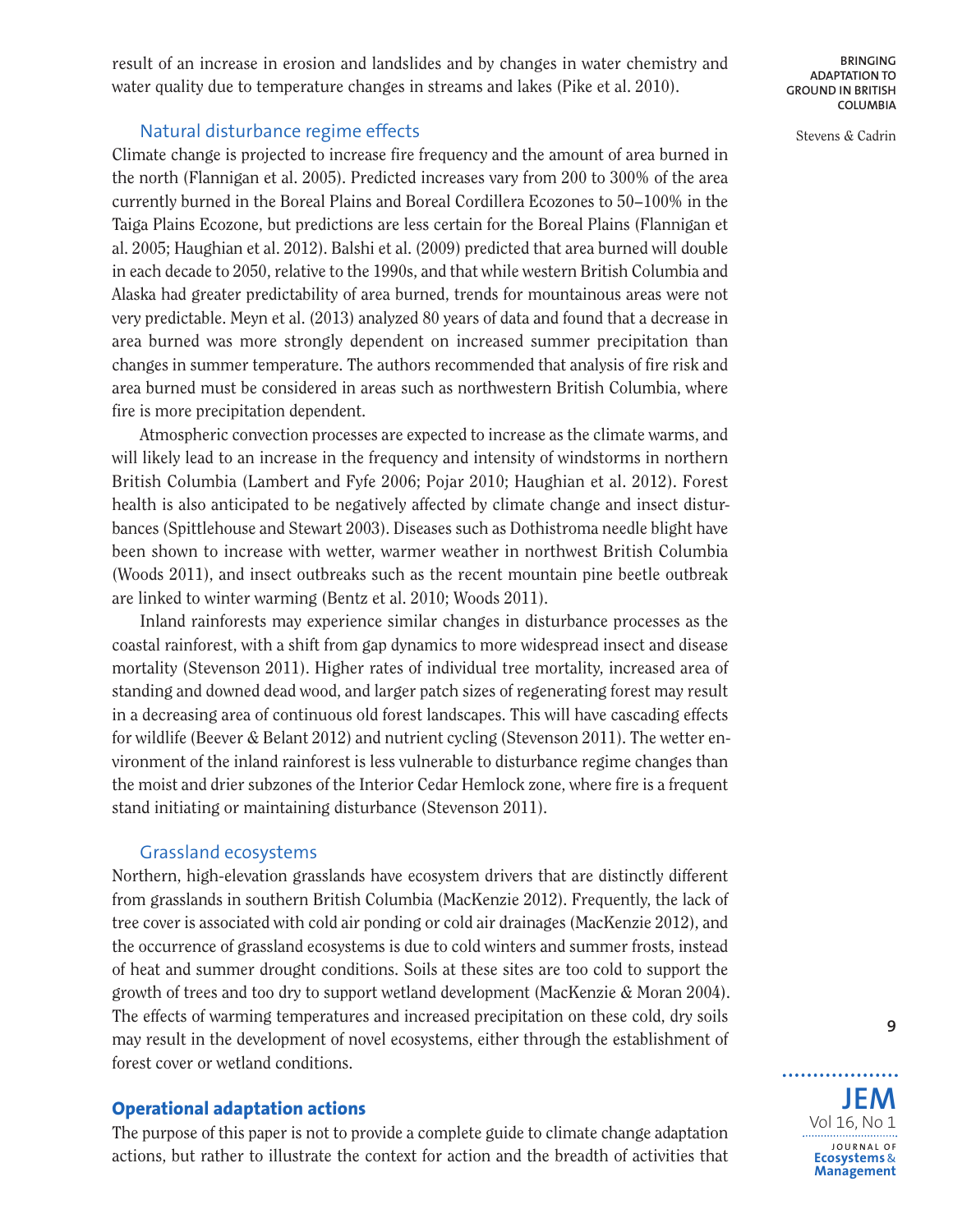result of an increase in erosion and landslides and by changes in water chemistry and water quality due to temperature changes in streams and lakes (Pike et al. 2010).

### Natural disturbance regime effects

Climate change is projected to increase fire frequency and the amount of area burned in the north (Flannigan et al. 2005). Predicted increases vary from 200 to 300% of the area currently burned in the Boreal Plains and Boreal Cordillera Ecozones to 50–100% in the Taiga Plains Ecozone, but predictions are less certain for the Boreal Plains (Flannigan et al. 2005; Haughian et al. 2012). Balshi et al. (2009) predicted that area burned will double in each decade to 2050, relative to the 1990s, and that while western British Columbia and Alaska had greater predictability of area burned, trends for mountainous areas were not very predictable. Meyn et al. (2013) analyzed 80 years of data and found that a decrease in area burned was more strongly dependent on increased summer precipitation than changes in summer temperature. The authors recommended that analysis of fire risk and area burned must be considered in areas such as northwestern British Columbia, where fire is more precipitation dependent.

Atmospheric convection processes are expected to increase as the climate warms, and will likely lead to an increase in the frequency and intensity of windstorms in northern British Columbia (Lambert and Fyfe 2006; Pojar 2010; Haughian et al. 2012). Forest health is also anticipated to be negatively affected by climate change and insect disturbances (Spittlehouse and Stewart 2003). Diseases such as Dothistroma needle blight have been shown to increase with wetter, warmer weather in northwest British Columbia (Woods 2011), and insect outbreaks such as the recent mountain pine beetle outbreak are linked to winter warming (Bentz et al. 2010; Woods 2011).

Inland rainforests may experience similar changes in disturbance processes as the coastal rainforest, with a shift from gap dynamics to more widespread insect and disease mortality (Stevenson 2011). Higher rates of individual tree mortality, increased area of standing and downed dead wood, and larger patch sizes of regenerating forest may result in a decreasing area of continuous old forest landscapes. This will have cascading effects for wildlife (Beever & Belant 2012) and nutrient cycling (Stevenson 2011). The wetter environment of the inland rainforest is less vulnerable to disturbance regime changes than the moist and drier subzones of the Interior Cedar Hemlock zone, where fire is a frequent stand initiating or maintaining disturbance (Stevenson 2011).

### Grassland ecosystems

Northern, high-elevation grasslands have ecosystem drivers that are distinctly different from grasslands in southern British Columbia (MacKenzie 2012). Frequently, the lack of tree cover is associated with cold air ponding or cold air drainages (MacKenzie 2012), and the occurrence of grassland ecosystems is due to cold winters and summer frosts, instead of heat and summer drought conditions. Soils at these sites are too cold to support the growth of trees and too dry to support wetland development (MacKenzie & Moran 2004). The effects of warming temperatures and increased precipitation on these cold, dry soils may result in the development of novel ecosystems, either through the establishment of forest cover or wetland conditions.

## Operational adaptation actions

The purpose of this paper is not to provide a complete guide to climate change adaptation actions, but rather to illustrate the context for action and the breadth of activities that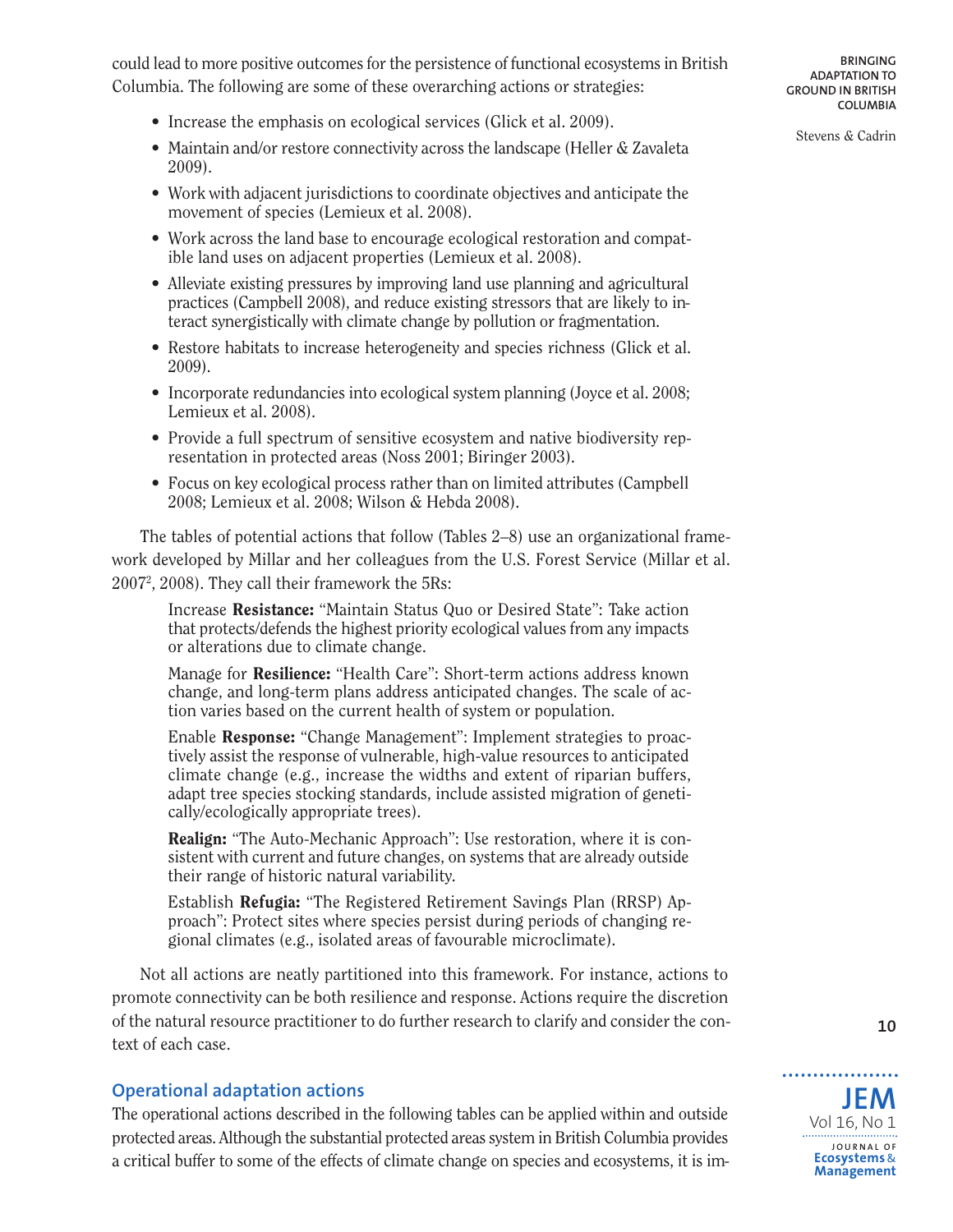could lead to more positive outcomes for the persistence of functional ecosystems in British Columbia. The following are some of these overarching actions or strategies:

- Increase the emphasis on ecological services (Glick et al. 2009).
- Maintain and/or restore connectivity across the landscape (Heller & Zavaleta 2009).
- Work with adjacent jurisdictions to coordinate objectives and anticipate the movement of species (Lemieux et al. 2008).
- Work across the land base to encourage ecological restoration and compatible land uses on adjacent properties (Lemieux et al. 2008).
- Alleviate existing pressures by improving land use planning and agricultural practices (Campbell 2008), and reduce existing stressors that are likely to interact synergistically with climate change by pollution or fragmentation.
- Restore habitats to increase heterogeneity and species richness (Glick et al. 2009).
- Incorporate redundancies into ecological system planning (Joyce et al. 2008; Lemieux et al. 2008).
- Provide a full spectrum of sensitive ecosystem and native biodiversity representation in protected areas (Noss 2001; Biringer 2003).
- Focus on key ecological process rather than on limited attributes (Campbell 2008; Lemieux et al. 2008; Wilson & Hebda 2008).

The tables of potential actions that follow (Tables 2–8) use an organizational framework developed by Millar and her colleagues from the U.S. Forest Service (Millar et al. 2007[2], 2008). They call their framework the 5Rs:

> Increase **Resistance:** "Maintain Status Quo or Desired State": Take action that protects/defends the highest priority ecological values from any impacts or alterations due to climate change.
>
> Manage for **Resilience:** "Health Care": Short-term actions address known change, and long-term plans address anticipated changes. The scale of action varies based on the current health of system or population.
>
> Enable **Response:** "Change Management": Implement strategies to proactively assist the response of vulnerable, high-value resources to anticipated climate change (e.g., increase the widths and extent of riparian buffers, adapt tree species stocking standards, include assisted migration of genetically/ecologically appropriate trees).
>
> **Realign:** "The Auto-Mechanic Approach": Use restoration, where it is consistent with current and future changes, on systems that are already outside their range of historic natural variability.
>
> Establish **Refugia:** "The Registered Retirement Savings Plan (RRSP) Approach": Protect sites where species persist during periods of changing regional climates (e.g., isolated areas of favourable microclimate).

Not all actions are neatly partitioned into this framework. For instance, actions to promote connectivity can be both resilience and response. Actions require the discretion of the natural resource practitioner to do further research to clarify and consider the context of each case.

## Operational adaptation actions

The operational actions described in the following tables can be applied within and outside protected areas. Although the substantial protected areas system in British Columbia provides a critical buffer to some of the effects of climate change on species and ecosystems, it is im-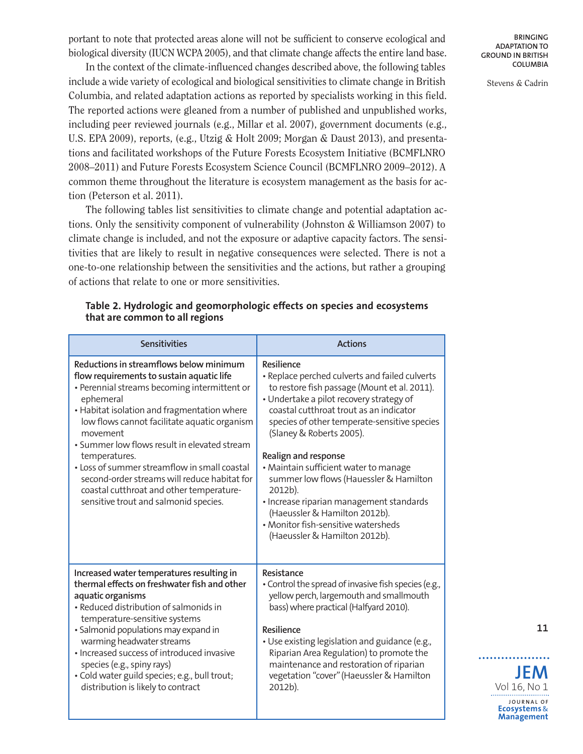portant to note that protected areas alone will not be sufficient to conserve ecological and biological diversity (IUCN WCPA 2005), and that climate change affects the entire land base.

In the context of the climate-influenced changes described above, the following tables include a wide variety of ecological and biological sensitivities to climate change in British Columbia, and related adaptation actions as reported by specialists working in this field. The reported actions were gleaned from a number of published and unpublished works, including peer reviewed journals (e.g., Millar et al. 2007), government documents (e.g., U.S. EPA 2009), reports, (e.g., Utzig & Holt 2009; Morgan & Daust 2013), and presentations and facilitated workshops of the Future Forests Ecosystem Initiative (BCMFLNRO 2008–2011) and Future Forests Ecosystem Science Council (BCMFLNRO 2009–2012). A common theme throughout the literature is ecosystem management as the basis for action (Peterson et al. 2011).

The following tables list sensitivities to climate change and potential adaptation actions. Only the sensitivity component of vulnerability (Johnston & Williamson 2007) to climate change is included, and not the exposure or adaptive capacity factors. The sensitivities that are likely to result in negative consequences were selected. There is not a one-to-one relationship between the sensitivities and the actions, but rather a grouping of actions that relate to one or more sensitivities.

**Table 2. Hydrologic and geomorphologic effects on species and ecosystems that are common to all regions**

| Sensitivities | Actions |
|---|---|
| **Reductions in streamflows below minimum flow requirements to sustain aquatic life**<br>• Perennial streams becoming intermittent or ephemeral<br>• Habitat isolation and fragmentation where low flows cannot facilitate aquatic organism movement<br>• Summer low flows result in elevated stream temperatures.<br>• Loss of summer streamflow in small coastal second-order streams will reduce habitat for coastal cutthroat and other temperature-sensitive trout and salmonid species. | **Resilience**<br>• Replace perched culverts and failed culverts to restore fish passage (Mount et al. 2011).<br>• Undertake a pilot recovery strategy of coastal cutthroat trout as an indicator species of other temperate-sensitive species (Slaney & Roberts 2005).<br><br>**Realign and response**<br>• Maintain sufficient water to manage summer low flows (Hauessler & Hamilton 2012b).<br>• Increase riparian management standards (Haeussler & Hamilton 2012b).<br>• Monitor fish-sensitive watersheds (Haeussler & Hamilton 2012b). |
| **Increased water temperatures resulting in thermal effects on freshwater fish and other aquatic organisms**<br>• Reduced distribution of salmonids in temperature-sensitive systems<br>• Salmonid populations may expand in warming headwater streams<br>• Increased success of introduced invasive species (e.g., spiny rays)<br>• Cold water guild species; e.g., bull trout; distribution is likely to contract | **Resistance**<br>• Control the spread of invasive fish species (e.g., yellow perch, largemouth and smallmouth bass) where practical (Halfyard 2010).<br><br>**Resilience**<br>• Use existing legislation and guidance (e.g., Riparian Area Regulation) to promote the maintenance and restoration of riparian vegetation “cover” (Haeussler & Hamilton 2012b). |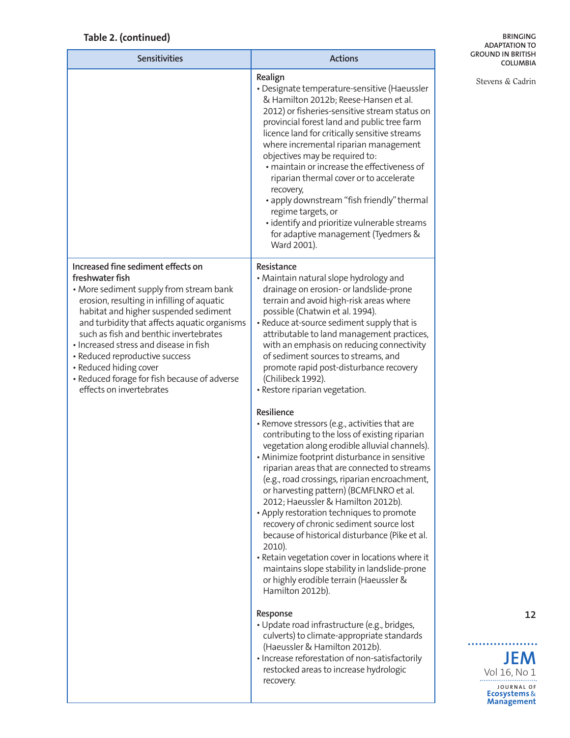**Table 2. (continued)**

| Sensitivities | Actions |
|---|---|
| | **Realign**<br>• Designate temperature-sensitive (Haeussler & Hamilton 2012b; Reese-Hansen et al. 2012) or fisheries-sensitive stream status on provincial forest land and public tree farm licence land for critically sensitive streams where incremental riparian management objectives may be required to:<br>  • maintain or increase the effectiveness of riparian thermal cover or to accelerate recovery,<br>  • apply downstream "fish friendly" thermal regime targets, or<br>  • identify and prioritize vulnerable streams for adaptive management (Tyedmers & Ward 2001). |
| **Increased fine sediment effects on freshwater fish**<br>• More sediment supply from stream bank erosion, resulting in infilling of aquatic habitat and higher suspended sediment and turbidity that affects aquatic organisms such as fish and benthic invertebrates<br>• Increased stress and disease in fish<br>• Reduced reproductive success<br>• Reduced hiding cover<br>• Reduced forage for fish because of adverse effects on invertebrates | **Resistance**<br>• Maintain natural slope hydrology and drainage on erosion- or landslide-prone terrain and avoid high-risk areas where possible (Chatwin et al. 1994).<br>• Reduce at-source sediment supply that is attributable to land management practices, with an emphasis on reducing connectivity of sediment sources to streams, and promote rapid post-disturbance recovery (Chilibeck 1992).<br>• Restore riparian vegetation.<br><br>**Resilience**<br>• Remove stressors (e.g., activities that are contributing to the loss of existing riparian vegetation along erodible alluvial channels).<br>• Minimize footprint disturbance in sensitive riparian areas that are connected to streams (e.g., road crossings, riparian encroachment, or harvesting pattern) (BCMFLNRO et al. 2012; Haeussler & Hamilton 2012b).<br>• Apply restoration techniques to promote recovery of chronic sediment source lost because of historical disturbance (Pike et al. 2010).<br>• Retain vegetation cover in locations where it maintains slope stability in landslide-prone or highly erodible terrain (Haeussler & Hamilton 2012b).<br><br>**Response**<br>• Update road infrastructure (e.g., bridges, culverts) to climate-appropriate standards (Haeussler & Hamilton 2012b).<br>• Increase reforestation of non-satisfactorily restocked areas to increase hydrologic recovery. |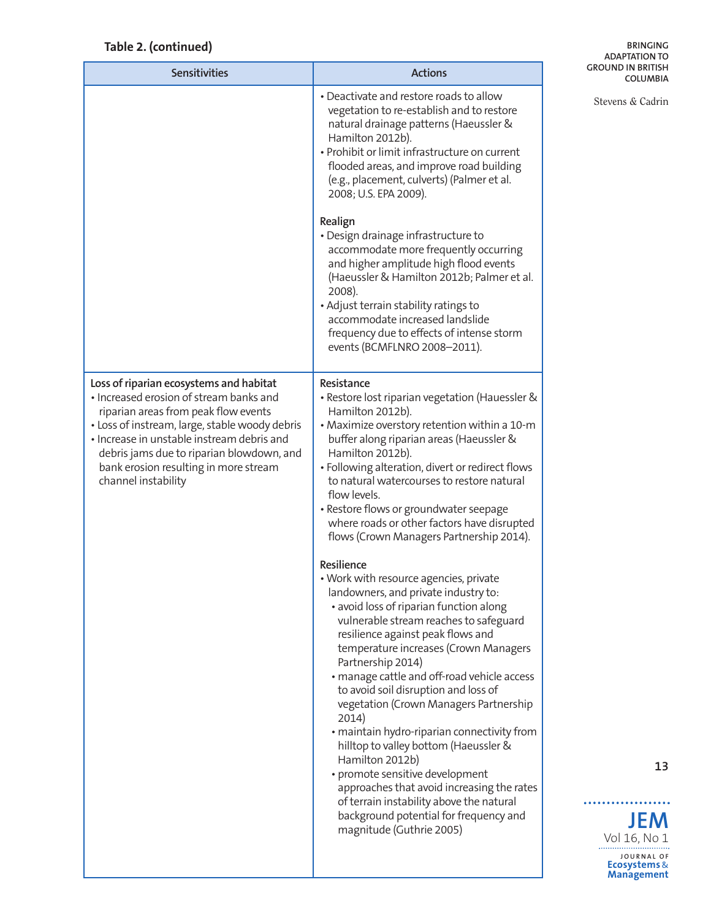**Table 2. (continued)**

| Sensitivities | Actions |
|---|---|
| | • Deactivate and restore roads to allow vegetation to re-establish and to restore natural drainage patterns (Haeussler & Hamilton 2012b).<br>• Prohibit or limit infrastructure on current flooded areas, and improve road building (e.g., placement, culverts) (Palmer et al. 2008; U.S. EPA 2009).<br><br>**Realign**<br>• Design drainage infrastructure to accommodate more frequently occurring and higher amplitude high flood events (Haeussler & Hamilton 2012b; Palmer et al. 2008).<br>• Adjust terrain stability ratings to accommodate increased landslide frequency due to effects of intense storm events (BCMFLNRO 2008–2011). |
| **Loss of riparian ecosystems and habitat**<br>• Increased erosion of stream banks and riparian areas from peak flow events<br>• Loss of instream, large, stable woody debris<br>• Increase in unstable instream debris and debris jams due to riparian blowdown, and bank erosion resulting in more stream channel instability | **Resistance**<br>• Restore lost riparian vegetation (Hauessler & Hamilton 2012b).<br>• Maximize overstory retention within a 10-m buffer along riparian areas (Haeussler & Hamilton 2012b).<br>• Following alteration, divert or redirect flows to natural watercourses to restore natural flow levels.<br>• Restore flows or groundwater seepage where roads or other factors have disrupted flows (Crown Managers Partnership 2014).<br><br>**Resilience**<br>• Work with resource agencies, private landowners, and private industry to:<br>  • avoid loss of riparian function along vulnerable stream reaches to safeguard resilience against peak flows and temperature increases (Crown Managers Partnership 2014)<br>  • manage cattle and off-road vehicle access to avoid soil disruption and loss of vegetation (Crown Managers Partnership 2014)<br>  • maintain hydro-riparian connectivity from hilltop to valley bottom (Haeussler & Hamilton 2012b)<br>  • promote sensitive development approaches that avoid increasing the rates of terrain instability above the natural background potential for frequency and magnitude (Guthrie 2005) |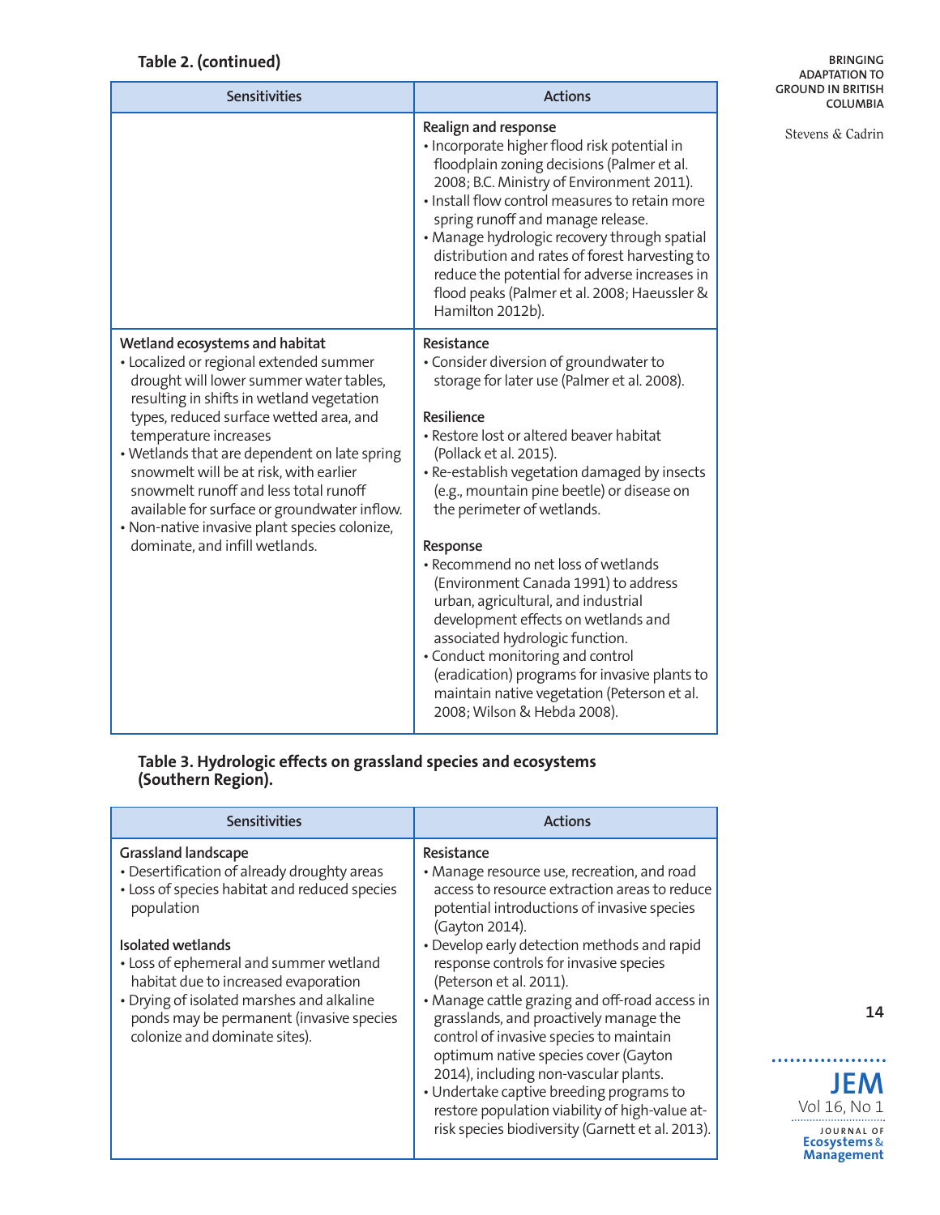**Table 2. (continued)**

| Sensitivities | Actions |
|---|---|
| | **Realign and response**<br>• Incorporate higher flood risk potential in floodplain zoning decisions (Palmer et al. 2008; B.C. Ministry of Environment 2011).<br>• Install flow control measures to retain more spring runoff and manage release.<br>• Manage hydrologic recovery through spatial distribution and rates of forest harvesting to reduce the potential for adverse increases in flood peaks (Palmer et al. 2008; Haeussler & Hamilton 2012b). |
| **Wetland ecosystems and habitat**<br>• Localized or regional extended summer drought will lower summer water tables, resulting in shifts in wetland vegetation types, reduced surface wetted area, and temperature increases<br>• Wetlands that are dependent on late spring snowmelt will be at risk, with earlier snowmelt runoff and less total runoff available for surface or groundwater inflow.<br>• Non-native invasive plant species colonize, dominate, and infill wetlands. | **Resistance**<br>• Consider diversion of groundwater to storage for later use (Palmer et al. 2008).<br><br>**Resilience**<br>• Restore lost or altered beaver habitat (Pollack et al. 2015).<br>• Re-establish vegetation damaged by insects (e.g., mountain pine beetle) or disease on the perimeter of wetlands.<br><br>**Response**<br>• Recommend no net loss of wetlands (Environment Canada 1991) to address urban, agricultural, and industrial development effects on wetlands and associated hydrologic function.<br>• Conduct monitoring and control (eradication) programs for invasive plants to maintain native vegetation (Peterson et al. 2008; Wilson & Hebda 2008). |

**Table 3. Hydrologic effects on grassland species and ecosystems (Southern Region).**

| Sensitivities | Actions |
|---|---|
| **Grassland landscape**<br>• Desertification of already droughty areas<br>• Loss of species habitat and reduced species population<br><br>**Isolated wetlands**<br>• Loss of ephemeral and summer wetland habitat due to increased evaporation<br>• Drying of isolated marshes and alkaline ponds may be permanent (invasive species colonize and dominate sites). | **Resistance**<br>• Manage resource use, recreation, and road access to resource extraction areas to reduce potential introductions of invasive species (Gayton 2014).<br>• Develop early detection methods and rapid response controls for invasive species (Peterson et al. 2011).<br>• Manage cattle grazing and off-road access in grasslands, and proactively manage the control of invasive species to maintain optimum native species cover (Gayton 2014), including non-vascular plants.<br>• Undertake captive breeding programs to restore population viability of high-value at-risk species biodiversity (Garnett et al. 2013). |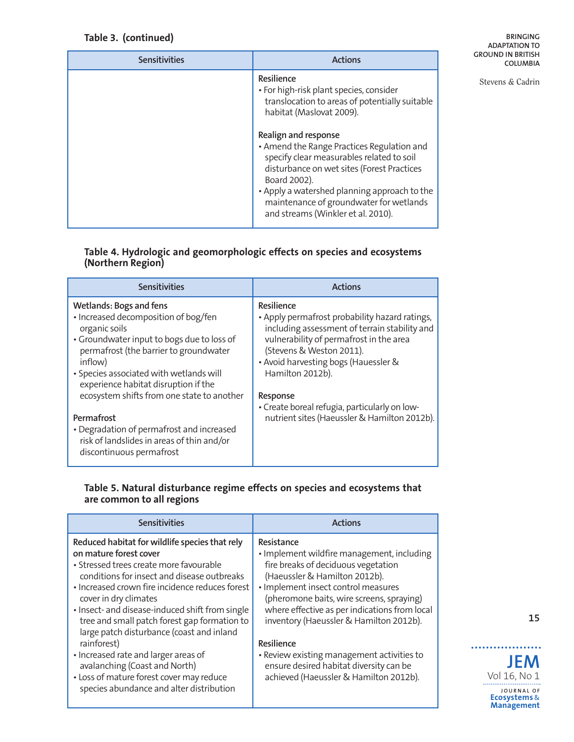**Table 3. (continued)**

| Sensitivities | Actions |
|---|---|
| | **Resilience**<br>• For high-risk plant species, consider translocation to areas of potentially suitable habitat (Maslovat 2009).<br><br>**Realign and response**<br>• Amend the Range Practices Regulation and specify clear measurables related to soil disturbance on wet sites (Forest Practices Board 2002).<br>• Apply a watershed planning approach to the maintenance of groundwater for wetlands and streams (Winkler et al. 2010). |

**Table 4. Hydrologic and geomorphologic effects on species and ecosystems (Northern Region)**

| Sensitivities | Actions |
|---|---|
| **Wetlands: Bogs and fens**<br>• Increased decomposition of bog/fen organic soils<br>• Groundwater input to bogs due to loss of permafrost (the barrier to groundwater inflow)<br>• Species associated with wetlands will experience habitat disruption if the ecosystem shifts from one state to another<br><br>**Permafrost**<br>• Degradation of permafrost and increased risk of landslides in areas of thin and/or discontinuous permafrost | **Resilience**<br>• Apply permafrost probability hazard ratings, including assessment of terrain stability and vulnerability of permafrost in the area (Stevens & Weston 2011).<br>• Avoid harvesting bogs (Hauessler & Hamilton 2012b).<br><br>**Response**<br>• Create boreal refugia, particularly on low-nutrient sites (Haeussler & Hamilton 2012b). |

**Table 5. Natural disturbance regime effects on species and ecosystems that are common to all regions**

| Sensitivities | Actions |
|---|---|
| **Reduced habitat for wildlife species that rely on mature forest cover**<br>• Stressed trees create more favourable conditions for insect and disease outbreaks<br>• Increased crown fire incidence reduces forest cover in dry climates<br>• Insect- and disease-induced shift from single tree and small patch forest gap formation to large patch disturbance (coast and inland rainforest)<br>• Increased rate and larger areas of avalanching (Coast and North)<br>• Loss of mature forest cover may reduce species abundance and alter distribution | **Resistance**<br>• Implement wildfire management, including fire breaks of deciduous vegetation (Haeussler & Hamilton 2012b).<br>• Implement insect control measures (pheromone baits, wire screens, spraying) where effective as per indications from local inventory (Haeussler & Hamilton 2012b).<br><br>**Resilience**<br>• Review existing management activities to ensure desired habitat diversity can be achieved (Haeussler & Hamilton 2012b). |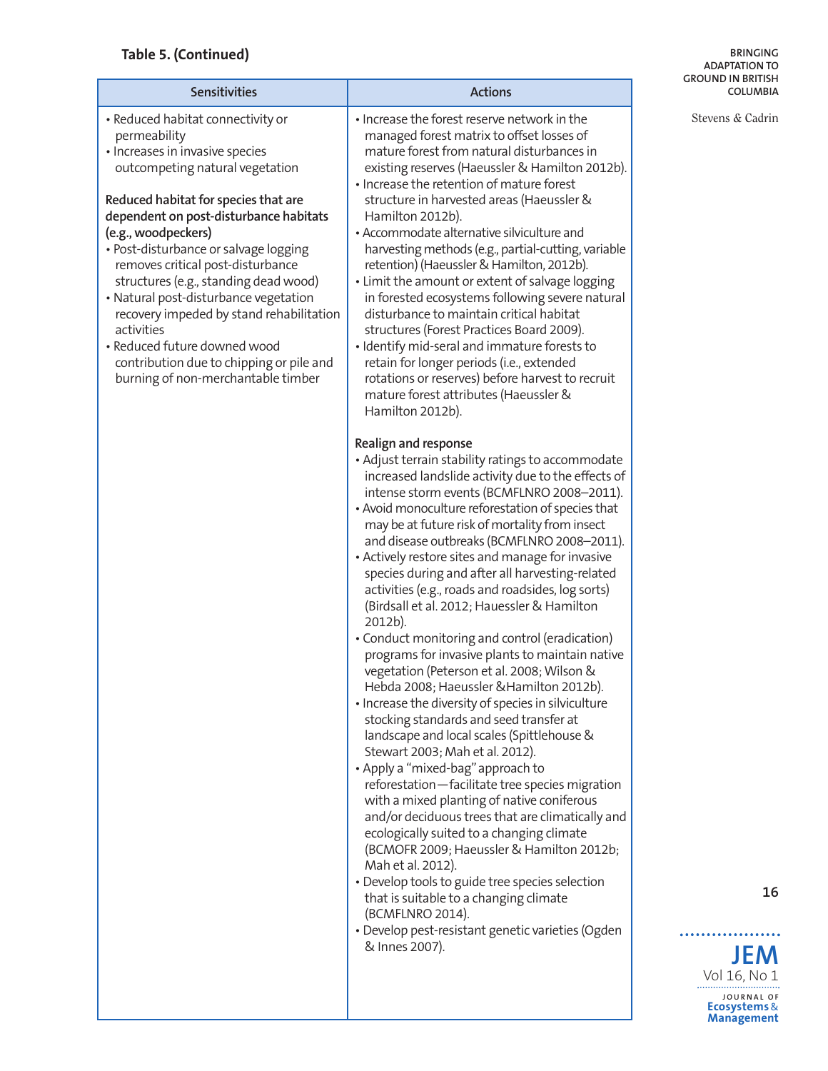**Table 5. (Continued)**

| Sensitivities | Actions |
|---|---|
| • Reduced habitat connectivity or permeability<br>• Increases in invasive species outcompeting natural vegetation<br><br>**Reduced habitat for species that are dependent on post-disturbance habitats (e.g., woodpeckers)**<br>• Post-disturbance or salvage logging removes critical post-disturbance structures (e.g., standing dead wood)<br>• Natural post-disturbance vegetation recovery impeded by stand rehabilitation activities<br>• Reduced future downed wood contribution due to chipping or pile and burning of non-merchantable timber | • Increase the forest reserve network in the managed forest matrix to offset losses of mature forest from natural disturbances in existing reserves (Haeussler & Hamilton 2012b).<br>• Increase the retention of mature forest structure in harvested areas (Haeussler & Hamilton 2012b).<br>• Accommodate alternative silviculture and harvesting methods (e.g., partial-cutting, variable retention) (Haeussler & Hamilton, 2012b).<br>• Limit the amount or extent of salvage logging in forested ecosystems following severe natural disturbance to maintain critical habitat structures (Forest Practices Board 2009).<br>• Identify mid-seral and immature forests to retain for longer periods (i.e., extended rotations or reserves) before harvest to recruit mature forest attributes (Haeussler & Hamilton 2012b).<br><br>**Realign and response**<br>• Adjust terrain stability ratings to accommodate increased landslide activity due to the effects of intense storm events (BCMFLNRO 2008–2011).<br>• Avoid monoculture reforestation of species that may be at future risk of mortality from insect and disease outbreaks (BCMFLNRO 2008–2011).<br>• Actively restore sites and manage for invasive species during and after all harvesting-related activities (e.g., roads and roadsides, log sorts) (Birdsall et al. 2012; Hauessler & Hamilton 2012b).<br>• Conduct monitoring and control (eradication) programs for invasive plants to maintain native vegetation (Peterson et al. 2008; Wilson & Hebda 2008; Haeussler &Hamilton 2012b).<br>• Increase the diversity of species in silviculture stocking standards and seed transfer at landscape and local scales (Spittlehouse & Stewart 2003; Mah et al. 2012).<br>• Apply a "mixed-bag" approach to reforestation—facilitate tree species migration with a mixed planting of native coniferous and/or deciduous trees that are climatically and ecologically suited to a changing climate (BCMOFR 2009; Haeussler & Hamilton 2012b; Mah et al. 2012).<br>• Develop tools to guide tree species selection that is suitable to a changing climate (BCMFLNRO 2014).<br>• Develop pest-resistant genetic varieties (Ogden & Innes 2007). |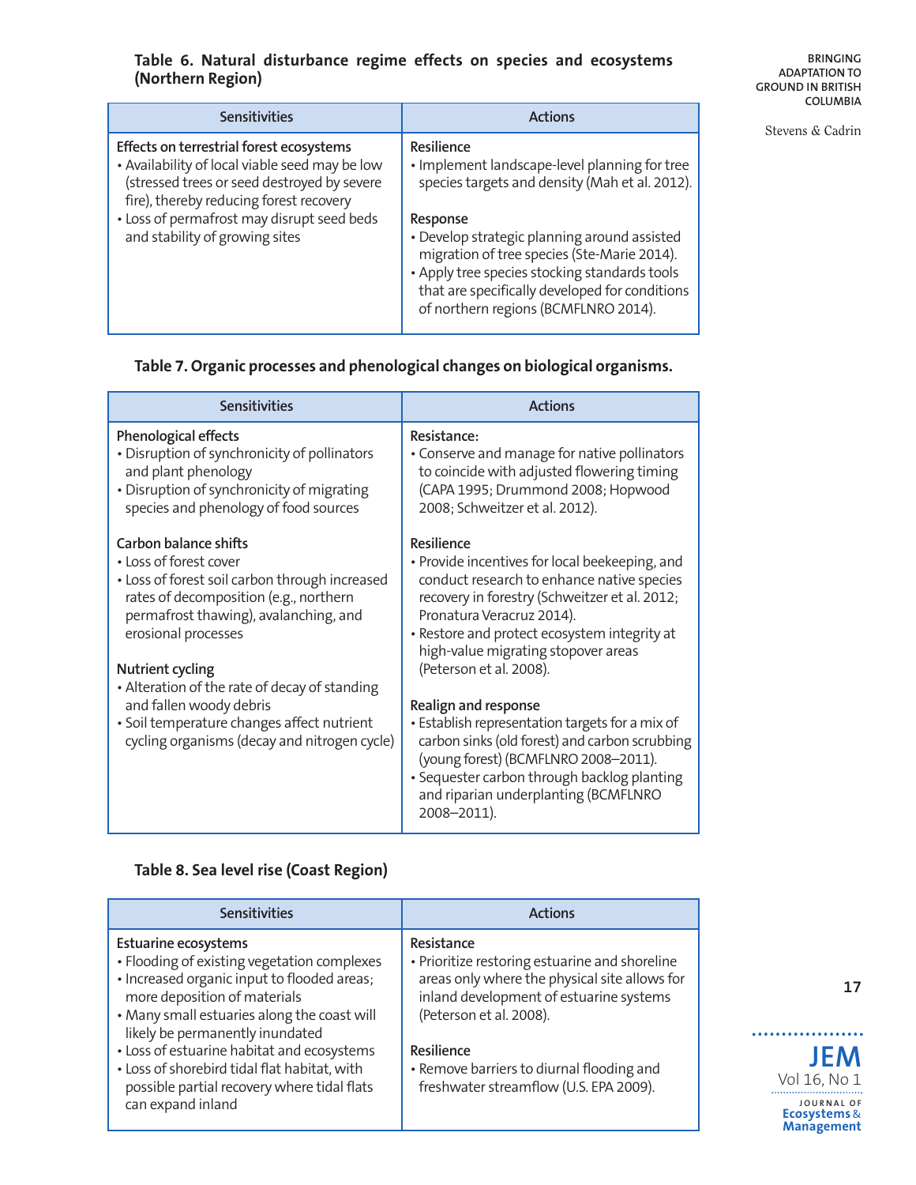**Table 6. Natural disturbance regime effects on species and ecosystems (Northern Region)**

| Sensitivities | Actions |
|---|---|
| **Effects on terrestrial forest ecosystems**<br>• Availability of local viable seed may be low (stressed trees or seed destroyed by severe fire), thereby reducing forest recovery<br>• Loss of permafrost may disrupt seed beds and stability of growing sites | **Resilience**<br>• Implement landscape-level planning for tree species targets and density (Mah et al. 2012).<br><br>**Response**<br>• Develop strategic planning around assisted migration of tree species (Ste-Marie 2014).<br>• Apply tree species stocking standards tools that are specifically developed for conditions of northern regions (BCMFLNRO 2014). |

**Table 7. Organic processes and phenological changes on biological organisms.**

| Sensitivities | Actions |
|---|---|
| **Phenological effects**<br>• Disruption of synchronicity of pollinators and plant phenology<br>• Disruption of synchronicity of migrating species and phenology of food sources<br><br>**Carbon balance shifts**<br>• Loss of forest cover<br>• Loss of forest soil carbon through increased rates of decomposition (e.g., northern permafrost thawing), avalanching, and erosional processes<br><br>**Nutrient cycling**<br>• Alteration of the rate of decay of standing and fallen woody debris<br>• Soil temperature changes affect nutrient cycling organisms (decay and nitrogen cycle) | **Resistance:**<br>• Conserve and manage for native pollinators to coincide with adjusted flowering timing (CAPA 1995; Drummond 2008; Hopwood 2008; Schweitzer et al. 2012).<br><br>**Resilience**<br>• Provide incentives for local beekeeping, and conduct research to enhance native species recovery in forestry (Schweitzer et al. 2012; Pronatura Veracruz 2014).<br>• Restore and protect ecosystem integrity at high-value migrating stopover areas (Peterson et al. 2008).<br><br>**Realign and response**<br>• Establish representation targets for a mix of carbon sinks (old forest) and carbon scrubbing (young forest) (BCMFLNRO 2008–2011).<br>• Sequester carbon through backlog planting and riparian underplanting (BCMFLNRO 2008–2011). |

**Table 8. Sea level rise (Coast Region)**

| Sensitivities | Actions |
|---|---|
| **Estuarine ecosystems**<br>• Flooding of existing vegetation complexes<br>• Increased organic input to flooded areas; more deposition of materials<br>• Many small estuaries along the coast will likely be permanently inundated<br>• Loss of estuarine habitat and ecosystems<br>• Loss of shorebird tidal flat habitat, with possible partial recovery where tidal flats can expand inland | **Resistance**<br>• Prioritize restoring estuarine and shoreline areas only where the physical site allows for inland development of estuarine systems (Peterson et al. 2008).<br><br>**Resilience**<br>• Remove barriers to diurnal flooding and freshwater streamflow (U.S. EPA 2009). |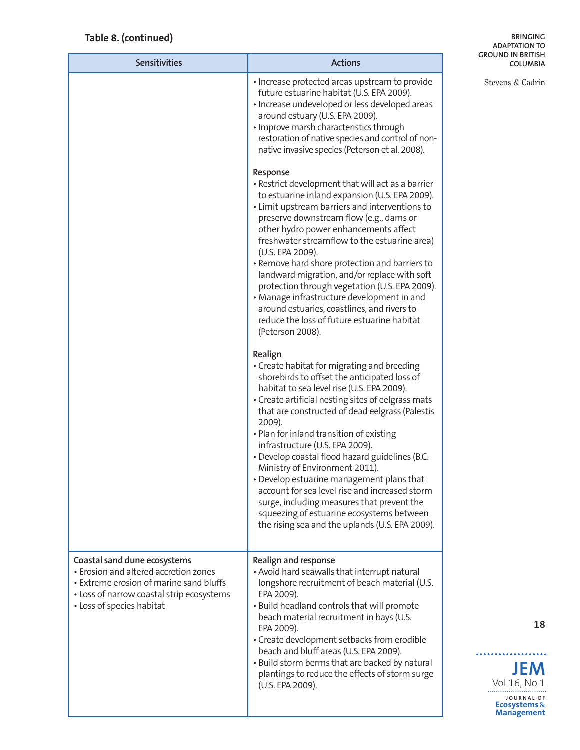**Table 8. (continued)**

| Sensitivities | Actions |
|---|---|
| | • Increase protected areas upstream to provide future estuarine habitat (U.S. EPA 2009).<br>• Increase undeveloped or less developed areas around estuary (U.S. EPA 2009).<br>• Improve marsh characteristics through restoration of native species and control of non-native invasive species (Peterson et al. 2008).<br><br>**Response**<br>• Restrict development that will act as a barrier to estuarine inland expansion (U.S. EPA 2009).<br>• Limit upstream barriers and interventions to preserve downstream flow (e.g., dams or other hydro power enhancements affect freshwater streamflow to the estuarine area) (U.S. EPA 2009).<br>• Remove hard shore protection and barriers to landward migration, and/or replace with soft protection through vegetation (U.S. EPA 2009).<br>• Manage infrastructure development in and around estuaries, coastlines, and rivers to reduce the loss of future estuarine habitat (Peterson 2008).<br><br>**Realign**<br>• Create habitat for migrating and breeding shorebirds to offset the anticipated loss of habitat to sea level rise (U.S. EPA 2009).<br>• Create artificial nesting sites of eelgrass mats that are constructed of dead eelgrass (Palestis 2009).<br>• Plan for inland transition of existing infrastructure (U.S. EPA 2009).<br>• Develop coastal flood hazard guidelines (B.C. Ministry of Environment 2011).<br>• Develop estuarine management plans that account for sea level rise and increased storm surge, including measures that prevent the squeezing of estuarine ecosystems between the rising sea and the uplands (U.S. EPA 2009). |
| **Coastal sand dune ecosystems**<br>• Erosion and altered accretion zones<br>• Extreme erosion of marine sand bluffs<br>• Loss of narrow coastal strip ecosystems<br>• Loss of species habitat | **Realign and response**<br>• Avoid hard seawalls that interrupt natural longshore recruitment of beach material (U.S. EPA 2009).<br>• Build headland controls that will promote beach material recruitment in bays (U.S. EPA 2009).<br>• Create development setbacks from erodible beach and bluff areas (U.S. EPA 2009).<br>• Build storm berms that are backed by natural plantings to reduce the effects of storm surge (U.S. EPA 2009). |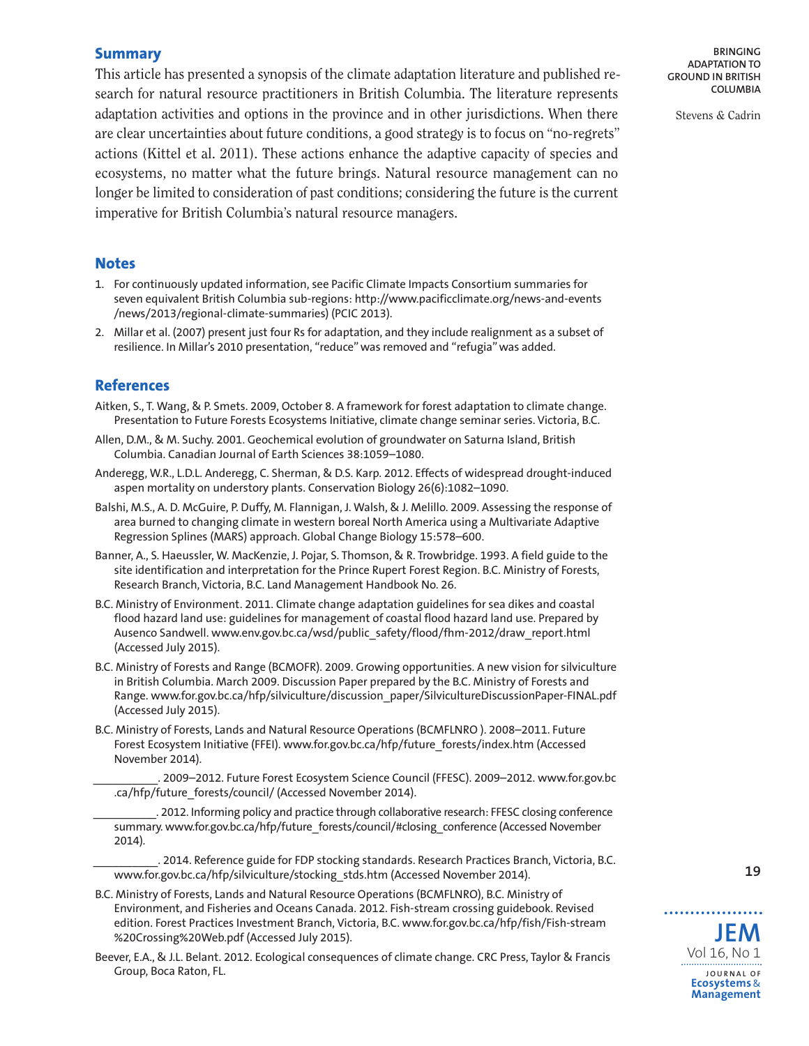## Summary

This article has presented a synopsis of the climate adaptation literature and published research for natural resource practitioners in British Columbia. The literature represents adaptation activities and options in the province and in other jurisdictions. When there are clear uncertainties about future conditions, a good strategy is to focus on "no-regrets" actions (Kittel et al. 2011). These actions enhance the adaptive capacity of species and ecosystems, no matter what the future brings. Natural resource management can no longer be limited to consideration of past conditions; considering the future is the current imperative for British Columbia's natural resource managers.

## Notes

1. For continuously updated information, see Pacific Climate Impacts Consortium summaries for seven equivalent British Columbia sub-regions: http://www.pacificclimate.org/news-and-events/news/2013/regional-climate-summaries) (PCIC 2013).
2. Millar et al. (2007) present just four Rs for adaptation, and they include realignment as a subset of resilience. In Millar's 2010 presentation, "reduce" was removed and "refugia" was added.

## References

Aitken, S., T. Wang, & P. Smets. 2009, October 8. A framework for forest adaptation to climate change. Presentation to Future Forests Ecosystems Initiative, climate change seminar series. Victoria, B.C.

Allen, D.M., & M. Suchy. 2001. Geochemical evolution of groundwater on Saturna Island, British Columbia. Canadian Journal of Earth Sciences 38:1059–1080.

Anderegg, W.R., L.D.L. Anderegg, C. Sherman, & D.S. Karp. 2012. Effects of widespread drought-induced aspen mortality on understory plants. Conservation Biology 26(6):1082–1090.

Balshi, M.S., A. D. McGuire, P. Duffy, M. Flannigan, J. Walsh, & J. Melillo. 2009. Assessing the response of area burned to changing climate in western boreal North America using a Multivariate Adaptive Regression Splines (MARS) approach. Global Change Biology 15:578–600.

Banner, A., S. Haeussler, W. MacKenzie, J. Pojar, S. Thomson, & R. Trowbridge. 1993. A field guide to the site identification and interpretation for the Prince Rupert Forest Region. B.C. Ministry of Forests, Research Branch, Victoria, B.C. Land Management Handbook No. 26.

B.C. Ministry of Environment. 2011. Climate change adaptation guidelines for sea dikes and coastal flood hazard land use: guidelines for management of coastal flood hazard land use. Prepared by Ausenco Sandwell. www.env.gov.bc.ca/wsd/public_safety/flood/fhm-2012/draw_report.html (Accessed July 2015).

B.C. Ministry of Forests and Range (BCMOFR). 2009. Growing opportunities. A new vision for silviculture in British Columbia. March 2009. Discussion Paper prepared by the B.C. Ministry of Forests and Range. www.for.gov.bc.ca/hfp/silviculture/discussion_paper/SilvicultureDiscussionPaper-FINAL.pdf (Accessed July 2015).

B.C. Ministry of Forests, Lands and Natural Resource Operations (BCMFLNRO ). 2008–2011. Future Forest Ecosystem Initiative (FFEI). www.for.gov.bc.ca/hfp/future_forests/index.htm (Accessed November 2014).

__________. 2009–2012. Future Forest Ecosystem Science Council (FFESC). 2009–2012. www.for.gov.bc.ca/hfp/future_forests/council/ (Accessed November 2014).

__________. 2012. Informing policy and practice through collaborative research: FFESC closing conference summary. www.for.gov.bc.ca/hfp/future_forests/council/#closing_conference (Accessed November 2014).

__________. 2014. Reference guide for FDP stocking standards. Research Practices Branch, Victoria, B.C. www.for.gov.bc.ca/hfp/silviculture/stocking_stds.htm (Accessed November 2014).

B.C. Ministry of Forests, Lands and Natural Resource Operations (BCMFLNRO), B.C. Ministry of Environment, and Fisheries and Oceans Canada. 2012. Fish-stream crossing guidebook. Revised edition. Forest Practices Investment Branch, Victoria, B.C. www.for.gov.bc.ca/hfp/fish/Fish-stream%20Crossing%20Web.pdf (Accessed July 2015).

Beever, E.A., & J.L. Belant. 2012. Ecological consequences of climate change. CRC Press, Taylor & Francis Group, Boca Raton, FL.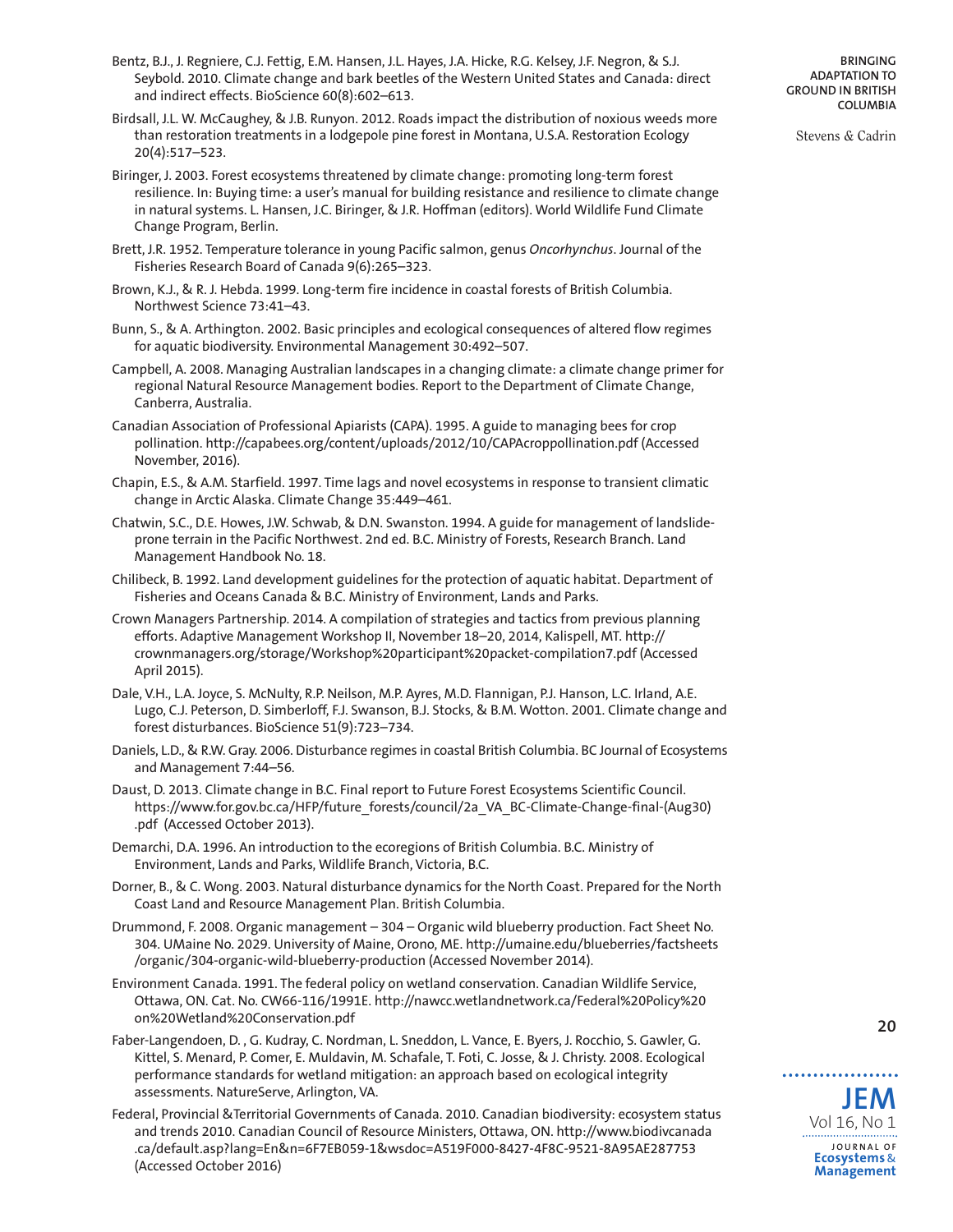Bentz, B.J., J. Regniere, C.J. Fettig, E.M. Hansen, J.L. Hayes, J.A. Hicke, R.G. Kelsey, J.F. Negron, & S.J. Seybold. 2010. Climate change and bark beetles of the Western United States and Canada: direct and indirect effects. BioScience 60(8):602–613.

Birdsall, J.L. W. McCaughey, & J.B. Runyon. 2012. Roads impact the distribution of noxious weeds more than restoration treatments in a lodgepole pine forest in Montana, U.S.A. Restoration Ecology 20(4):517–523.

Biringer, J. 2003. Forest ecosystems threatened by climate change: promoting long-term forest resilience. In: Buying time: a user's manual for building resistance and resilience to climate change in natural systems. L. Hansen, J.C. Biringer, & J.R. Hoffman (editors). World Wildlife Fund Climate Change Program, Berlin.

Brett, J.R. 1952. Temperature tolerance in young Pacific salmon, genus *Oncorhynchus*. Journal of the Fisheries Research Board of Canada 9(6):265–323.

Brown, K.J., & R. J. Hebda. 1999. Long-term fire incidence in coastal forests of British Columbia. Northwest Science 73:41–43.

Bunn, S., & A. Arthington. 2002. Basic principles and ecological consequences of altered flow regimes for aquatic biodiversity. Environmental Management 30:492–507.

Campbell, A. 2008. Managing Australian landscapes in a changing climate: a climate change primer for regional Natural Resource Management bodies. Report to the Department of Climate Change, Canberra, Australia.

Canadian Association of Professional Apiarists (CAPA). 1995. A guide to managing bees for crop pollination. http://capabees.org/content/uploads/2012/10/CAPAcroppollination.pdf (Accessed November, 2016).

Chapin, E.S., & A.M. Starfield. 1997. Time lags and novel ecosystems in response to transient climatic change in Arctic Alaska. Climate Change 35:449–461.

Chatwin, S.C., D.E. Howes, J.W. Schwab, & D.N. Swanston. 1994. A guide for management of landslide-prone terrain in the Pacific Northwest. 2nd ed. B.C. Ministry of Forests, Research Branch. Land Management Handbook No. 18.

Chilibeck, B. 1992. Land development guidelines for the protection of aquatic habitat. Department of Fisheries and Oceans Canada & B.C. Ministry of Environment, Lands and Parks.

Crown Managers Partnership. 2014. A compilation of strategies and tactics from previous planning efforts. Adaptive Management Workshop II, November 18–20, 2014, Kalispell, MT. http://crownmanagers.org/storage/Workshop%20participant%20packet-compilation7.pdf (Accessed April 2015).

Dale, V.H., L.A. Joyce, S. McNulty, R.P. Neilson, M.P. Ayres, M.D. Flannigan, P.J. Hanson, L.C. Irland, A.E. Lugo, C.J. Peterson, D. Simberloff, F.J. Swanson, B.J. Stocks, & B.M. Wotton. 2001. Climate change and forest disturbances. BioScience 51(9):723–734.

Daniels, L.D., & R.W. Gray. 2006. Disturbance regimes in coastal British Columbia. BC Journal of Ecosystems and Management 7:44–56.

Daust, D. 2013. Climate change in B.C. Final report to Future Forest Ecosystems Scientific Council. https://www.for.gov.bc.ca/HFP/future_forests/council/2a_VA_BC-Climate-Change-final-(Aug30).pdf (Accessed October 2013).

Demarchi, D.A. 1996. An introduction to the ecoregions of British Columbia. B.C. Ministry of Environment, Lands and Parks, Wildlife Branch, Victoria, B.C.

Dorner, B., & C. Wong. 2003. Natural disturbance dynamics for the North Coast. Prepared for the North Coast Land and Resource Management Plan. British Columbia.

Drummond, F. 2008. Organic management – 304 – Organic wild blueberry production. Fact Sheet No. 304. UMaine No. 2029. University of Maine, Orono, ME. http://umaine.edu/blueberries/factsheets/organic/304-organic-wild-blueberry-production (Accessed November 2014).

Environment Canada. 1991. The federal policy on wetland conservation. Canadian Wildlife Service, Ottawa, ON. Cat. No. CW66-116/1991E. http://nawcc.wetlandnetwork.ca/Federal%20Policy%20on%20Wetland%20Conservation.pdf

Faber-Langendoen, D. , G. Kudray, C. Nordman, L. Sneddon, L. Vance, E. Byers, J. Rocchio, S. Gawler, G. Kittel, S. Menard, P. Comer, E. Muldavin, M. Schafale, T. Foti, C. Josse, & J. Christy. 2008. Ecological performance standards for wetland mitigation: an approach based on ecological integrity assessments. NatureServe, Arlington, VA.

Federal, Provincial &Territorial Governments of Canada. 2010. Canadian biodiversity: ecosystem status and trends 2010. Canadian Council of Resource Ministers, Ottawa, ON. http://www.biodivcanada.ca/default.asp?lang=En&n=6F7EB059-1&wsdoc=A519F000-8427-4F8C-9521-8A95AE287753 (Accessed October 2016)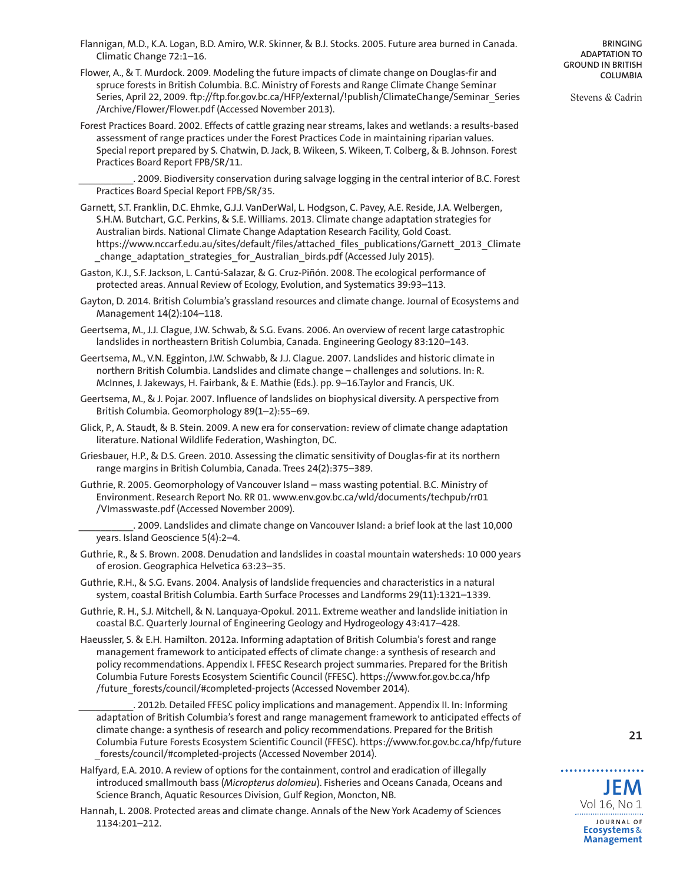Flannigan, M.D., K.A. Logan, B.D. Amiro, W.R. Skinner, & B.J. Stocks. 2005. Future area burned in Canada. Climatic Change 72:1–16.

Flower, A., & T. Murdock. 2009. Modeling the future impacts of climate change on Douglas-fir and spruce forests in British Columbia. B.C. Ministry of Forests and Range Climate Change Seminar Series, April 22, 2009. ftp://ftp.for.gov.bc.ca/HFP/external/!publish/ClimateChange/Seminar_Series/Archive/Flower/Flower.pdf (Accessed November 2013).

Forest Practices Board. 2002. Effects of cattle grazing near streams, lakes and wetlands: a results-based assessment of range practices under the Forest Practices Code in maintaining riparian values. Special report prepared by S. Chatwin, D. Jack, B. Wikeen, S. Wikeen, T. Colberg, & B. Johnson. Forest Practices Board Report FPB/SR/11.

\_\_\_\_\_\_\_\_\_\_. 2009. Biodiversity conservation during salvage logging in the central interior of B.C. Forest Practices Board Special Report FPB/SR/35.

Garnett, S.T. Franklin, D.C. Ehmke, G.J.J. VanDerWal, L. Hodgson, C. Pavey, A.E. Reside, J.A. Welbergen, S.H.M. Butchart, G.C. Perkins, & S.E. Williams. 2013. Climate change adaptation strategies for Australian birds. National Climate Change Adaptation Research Facility, Gold Coast. https://www.nccarf.edu.au/sites/default/files/attached_files_publications/Garnett_2013_Climate_change_adaptation_strategies_for_Australian_birds.pdf (Accessed July 2015).

Gaston, K.J., S.F. Jackson, L. Cantú-Salazar, & G. Cruz-Piñón. 2008. The ecological performance of protected areas. Annual Review of Ecology, Evolution, and Systematics 39:93–113.

Gayton, D. 2014. British Columbia's grassland resources and climate change. Journal of Ecosystems and Management 14(2):104–118.

Geertsema, M., J.J. Clague, J.W. Schwab, & S.G. Evans. 2006. An overview of recent large catastrophic landslides in northeastern British Columbia, Canada. Engineering Geology 83:120–143.

Geertsema, M., V.N. Egginton, J.W. Schwabb, & J.J. Clague. 2007. Landslides and historic climate in northern British Columbia. Landslides and climate change – challenges and solutions. In: R. McInnes, J. Jakeways, H. Fairbank, & E. Mathie (Eds.). pp. 9–16.Taylor and Francis, UK.

Geertsema, M., & J. Pojar. 2007. Influence of landslides on biophysical diversity. A perspective from British Columbia. Geomorphology 89(1–2):55–69.

Glick, P., A. Staudt, & B. Stein. 2009. A new era for conservation: review of climate change adaptation literature. National Wildlife Federation, Washington, DC.

Griesbauer, H.P., & D.S. Green. 2010. Assessing the climatic sensitivity of Douglas-fir at its northern range margins in British Columbia, Canada. Trees 24(2):375–389.

Guthrie, R. 2005. Geomorphology of Vancouver Island – mass wasting potential. B.C. Ministry of Environment. Research Report No. RR 01. www.env.gov.bc.ca/wld/documents/techpub/rr01/VImasswaste.pdf (Accessed November 2009).

\_\_\_\_\_\_\_\_\_\_. 2009. Landslides and climate change on Vancouver Island: a brief look at the last 10,000 years. Island Geoscience 5(4):2–4.

Guthrie, R., & S. Brown. 2008. Denudation and landslides in coastal mountain watersheds: 10 000 years of erosion. Geographica Helvetica 63:23–35.

Guthrie, R.H., & S.G. Evans. 2004. Analysis of landslide frequencies and characteristics in a natural system, coastal British Columbia. Earth Surface Processes and Landforms 29(11):1321–1339.

Guthrie, R. H., S.J. Mitchell, & N. Lanquaya-Opokul. 2011. Extreme weather and landslide initiation in coastal B.C. Quarterly Journal of Engineering Geology and Hydrogeology 43:417–428.

Haeussler, S. & E.H. Hamilton. 2012a. Informing adaptation of British Columbia's forest and range management framework to anticipated effects of climate change: a synthesis of research and policy recommendations. Appendix I. FFESC Research project summaries. Prepared for the British Columbia Future Forests Ecosystem Scientific Council (FFESC). https://www.for.gov.bc.ca/hfp/future_forests/council/#completed-projects (Accessed November 2014).

\_\_\_\_\_\_\_\_\_\_. 2012b. Detailed FFESC policy implications and management. Appendix II. In: Informing adaptation of British Columbia's forest and range management framework to anticipated effects of climate change: a synthesis of research and policy recommendations. Prepared for the British Columbia Future Forests Ecosystem Scientific Council (FFESC). https://www.for.gov.bc.ca/hfp/future_forests/council/#completed-projects (Accessed November 2014).

Halfyard, E.A. 2010. A review of options for the containment, control and eradication of illegally introduced smallmouth bass (*Micropterus dolomieu*). Fisheries and Oceans Canada, Oceans and Science Branch, Aquatic Resources Division, Gulf Region, Moncton, NB.

Hannah, L. 2008. Protected areas and climate change. Annals of the New York Academy of Sciences 1134:201–212.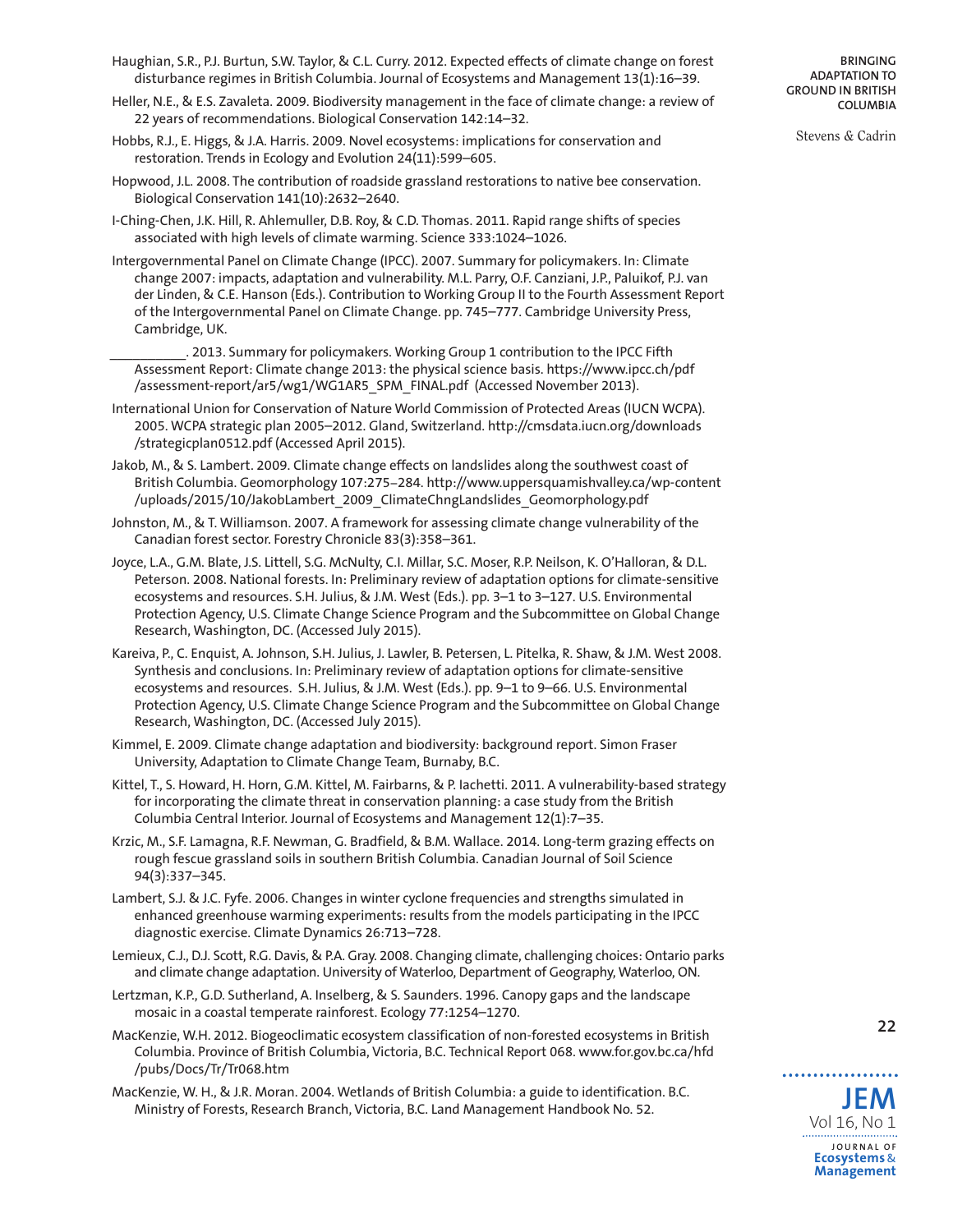Haughian, S.R., P.J. Burtun, S.W. Taylor, & C.L. Curry. 2012. Expected effects of climate change on forest disturbance regimes in British Columbia. Journal of Ecosystems and Management 13(1):16–39.

Heller, N.E., & E.S. Zavaleta. 2009. Biodiversity management in the face of climate change: a review of 22 years of recommendations. Biological Conservation 142:14–32.

Hobbs, R.J., E. Higgs, & J.A. Harris. 2009. Novel ecosystems: implications for conservation and restoration. Trends in Ecology and Evolution 24(11):599–605.

Hopwood, J.L. 2008. The contribution of roadside grassland restorations to native bee conservation. Biological Conservation 141(10):2632–2640.

I-Ching-Chen, J.K. Hill, R. Ahlemuller, D.B. Roy, & C.D. Thomas. 2011. Rapid range shifts of species associated with high levels of climate warming. Science 333:1024–1026.

Intergovernmental Panel on Climate Change (IPCC). 2007. Summary for policymakers. In: Climate change 2007: impacts, adaptation and vulnerability. M.L. Parry, O.F. Canziani, J.P., Paluikof, P.J. van der Linden, & C.E. Hanson (Eds.). Contribution to Working Group II to the Fourth Assessment Report of the Intergovernmental Panel on Climate Change. pp. 745–777. Cambridge University Press, Cambridge, UK.

__________. 2013. Summary for policymakers. Working Group 1 contribution to the IPCC Fifth Assessment Report: Climate change 2013: the physical science basis. https://www.ipcc.ch/pdf/assessment-report/ar5/wg1/WG1AR5_SPM_FINAL.pdf (Accessed November 2013).

International Union for Conservation of Nature World Commission of Protected Areas (IUCN WCPA). 2005. WCPA strategic plan 2005–2012. Gland, Switzerland. http://cmsdata.iucn.org/downloads/strategicplan0512.pdf (Accessed April 2015).

Jakob, M., & S. Lambert. 2009. Climate change effects on landslides along the southwest coast of British Columbia. Geomorphology 107:275–284. http://www.uppersquamishvalley.ca/wp-content/uploads/2015/10/JakobLambert_2009_ClimateChngLandslides_Geomorphology.pdf

Johnston, M., & T. Williamson. 2007. A framework for assessing climate change vulnerability of the Canadian forest sector. Forestry Chronicle 83(3):358–361.

Joyce, L.A., G.M. Blate, J.S. Littell, S.G. McNulty, C.I. Millar, S.C. Moser, R.P. Neilson, K. O'Halloran, & D.L. Peterson. 2008. National forests. In: Preliminary review of adaptation options for climate-sensitive ecosystems and resources. S.H. Julius, & J.M. West (Eds.). pp. 3–1 to 3–127. U.S. Environmental Protection Agency, U.S. Climate Change Science Program and the Subcommittee on Global Change Research, Washington, DC. (Accessed July 2015).

Kareiva, P., C. Enquist, A. Johnson, S.H. Julius, J. Lawler, B. Petersen, L. Pitelka, R. Shaw, & J.M. West 2008. Synthesis and conclusions. In: Preliminary review of adaptation options for climate-sensitive ecosystems and resources. S.H. Julius, & J.M. West (Eds.). pp. 9–1 to 9–66. U.S. Environmental Protection Agency, U.S. Climate Change Science Program and the Subcommittee on Global Change Research, Washington, DC. (Accessed July 2015).

Kimmel, E. 2009. Climate change adaptation and biodiversity: background report. Simon Fraser University, Adaptation to Climate Change Team, Burnaby, B.C.

Kittel, T., S. Howard, H. Horn, G.M. Kittel, M. Fairbarns, & P. Iachetti. 2011. A vulnerability-based strategy for incorporating the climate threat in conservation planning: a case study from the British Columbia Central Interior. Journal of Ecosystems and Management 12(1):7–35.

Krzic, M., S.F. Lamagna, R.F. Newman, G. Bradfield, & B.M. Wallace. 2014. Long-term grazing effects on rough fescue grassland soils in southern British Columbia. Canadian Journal of Soil Science 94(3):337–345.

Lambert, S.J. & J.C. Fyfe. 2006. Changes in winter cyclone frequencies and strengths simulated in enhanced greenhouse warming experiments: results from the models participating in the IPCC diagnostic exercise. Climate Dynamics 26:713–728.

Lemieux, C.J., D.J. Scott, R.G. Davis, & P.A. Gray. 2008. Changing climate, challenging choices: Ontario parks and climate change adaptation. University of Waterloo, Department of Geography, Waterloo, ON.

Lertzman, K.P., G.D. Sutherland, A. Inselberg, & S. Saunders. 1996. Canopy gaps and the landscape mosaic in a coastal temperate rainforest. Ecology 77:1254–1270.

MacKenzie, W.H. 2012. Biogeoclimatic ecosystem classification of non-forested ecosystems in British Columbia. Province of British Columbia, Victoria, B.C. Technical Report 068. www.for.gov.bc.ca/hfd/pubs/Docs/Tr/Tr068.htm

MacKenzie, W. H., & J.R. Moran. 2004. Wetlands of British Columbia: a guide to identification. B.C. Ministry of Forests, Research Branch, Victoria, B.C. Land Management Handbook No. 52.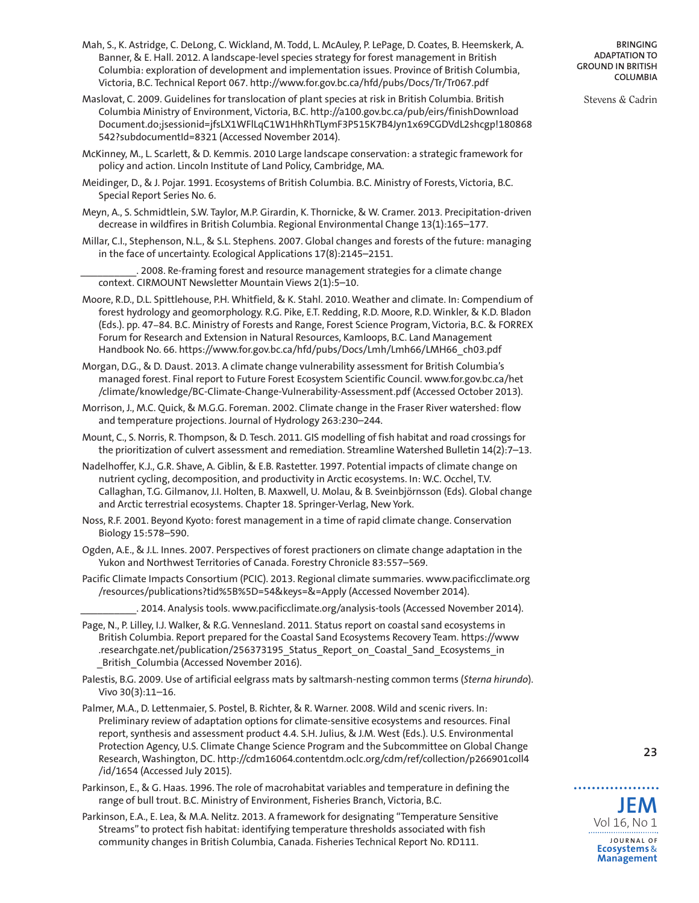Mah, S., K. Astridge, C. DeLong, C. Wickland, M. Todd, L. McAuley, P. LePage, D. Coates, B. Heemskerk, A. Banner, & E. Hall. 2012. A landscape-level species strategy for forest management in British Columbia: exploration of development and implementation issues. Province of British Columbia, Victoria, B.C. Technical Report 067. http://www.for.gov.bc.ca/hfd/pubs/Docs/Tr/Tr067.pdf

Maslovat, C. 2009. Guidelines for translocation of plant species at risk in British Columbia. British Columbia Ministry of Environment, Victoria, B.C. http://a100.gov.bc.ca/pub/eirs/finishDownloadDocument.do;jsessionid=jfsLX1WFlLqC1W1HhRhTLymF3P515K7B4Jyn1x69CGDVdL2shcgp!180868542?subdocumentId=8321 (Accessed November 2014).

McKinney, M., L. Scarlett, & D. Kemmis. 2010 Large landscape conservation: a strategic framework for policy and action. Lincoln Institute of Land Policy, Cambridge, MA.

Meidinger, D., & J. Pojar. 1991. Ecosystems of British Columbia. B.C. Ministry of Forests, Victoria, B.C. Special Report Series No. 6.

Meyn, A., S. Schmidtlein, S.W. Taylor, M.P. Girardin, K. Thornicke, & W. Cramer. 2013. Precipitation-driven decrease in wildfires in British Columbia. Regional Environmental Change 13(1):165–177.

Millar, C.I., Stephenson, N.L., & S.L. Stephens. 2007. Global changes and forests of the future: managing in the face of uncertainty. Ecological Applications 17(8):2145–2151.

__________. 2008. Re-framing forest and resource management strategies for a climate change context. CIRMOUNT Newsletter Mountain Views 2(1):5–10.

Moore, R.D., D.L. Spittlehouse, P.H. Whitfield, & K. Stahl. 2010. Weather and climate. In: Compendium of forest hydrology and geomorphology. R.G. Pike, E.T. Redding, R.D. Moore, R.D. Winkler, & K.D. Bladon (Eds.). pp. 47–84. B.C. Ministry of Forests and Range, Forest Science Program, Victoria, B.C. & FORREX Forum for Research and Extension in Natural Resources, Kamloops, B.C. Land Management Handbook No. 66. https://www.for.gov.bc.ca/hfd/pubs/Docs/Lmh/Lmh66/LMH66_ch03.pdf

Morgan, D.G., & D. Daust. 2013. A climate change vulnerability assessment for British Columbia's managed forest. Final report to Future Forest Ecosystem Scientific Council. www.for.gov.bc.ca/het/climate/knowledge/BC-Climate-Change-Vulnerability-Assessment.pdf (Accessed October 2013).

Morrison, J., M.C. Quick, & M.G.G. Foreman. 2002. Climate change in the Fraser River watershed: flow and temperature projections. Journal of Hydrology 263:230–244.

Mount, C., S. Norris, R. Thompson, & D. Tesch. 2011. GIS modelling of fish habitat and road crossings for the prioritization of culvert assessment and remediation. Streamline Watershed Bulletin 14(2):7–13.

Nadelhoffer, K.J., G.R. Shave, A. Giblin, & E.B. Rastetter. 1997. Potential impacts of climate change on nutrient cycling, decomposition, and productivity in Arctic ecosystems. In: W.C. Occhel, T.V. Callaghan, T.G. Gilmanov, J.I. Holten, B. Maxwell, U. Molau, & B. Sveinbjörnsson (Eds). Global change and Arctic terrestrial ecosystems. Chapter 18. Springer-Verlag, New York.

Noss, R.F. 2001. Beyond Kyoto: forest management in a time of rapid climate change. Conservation Biology 15:578–590.

Ogden, A.E., & J.L. Innes. 2007. Perspectives of forest practioners on climate change adaptation in the Yukon and Northwest Territories of Canada. Forestry Chronicle 83:557–569.

Pacific Climate Impacts Consortium (PCIC). 2013. Regional climate summaries. www.pacificclimate.org/resources/publications?tid%5B%5D=54&keys=&=Apply (Accessed November 2014).

__________. 2014. Analysis tools. www.pacificclimate.org/analysis-tools (Accessed November 2014).

Page, N., P. Lilley, I.J. Walker, & R.G. Vennesland. 2011. Status report on coastal sand ecosystems in British Columbia. Report prepared for the Coastal Sand Ecosystems Recovery Team. https://www.researchgate.net/publication/256373195_Status_Report_on_Coastal_Sand_Ecosystems_in_British_Columbia (Accessed November 2016).

Palestis, B.G. 2009. Use of artificial eelgrass mats by saltmarsh-nesting common terms (*Sterna hirundo*). Vivo 30(3):11–16.

Palmer, M.A., D. Lettenmaier, S. Postel, B. Richter, & R. Warner. 2008. Wild and scenic rivers. In: Preliminary review of adaptation options for climate-sensitive ecosystems and resources. Final report, synthesis and assessment product 4.4. S.H. Julius, & J.M. West (Eds.). U.S. Environmental Protection Agency, U.S. Climate Change Science Program and the Subcommittee on Global Change Research, Washington, DC. http://cdm16064.contentdm.oclc.org/cdm/ref/collection/p266901coll4/id/1654 (Accessed July 2015).

Parkinson, E., & G. Haas. 1996. The role of macrohabitat variables and temperature in defining the range of bull trout. B.C. Ministry of Environment, Fisheries Branch, Victoria, B.C.

Parkinson, E.A., E. Lea, & M.A. Nelitz. 2013. A framework for designating "Temperature Sensitive Streams" to protect fish habitat: identifying temperature thresholds associated with fish community changes in British Columbia, Canada. Fisheries Technical Report No. RD111.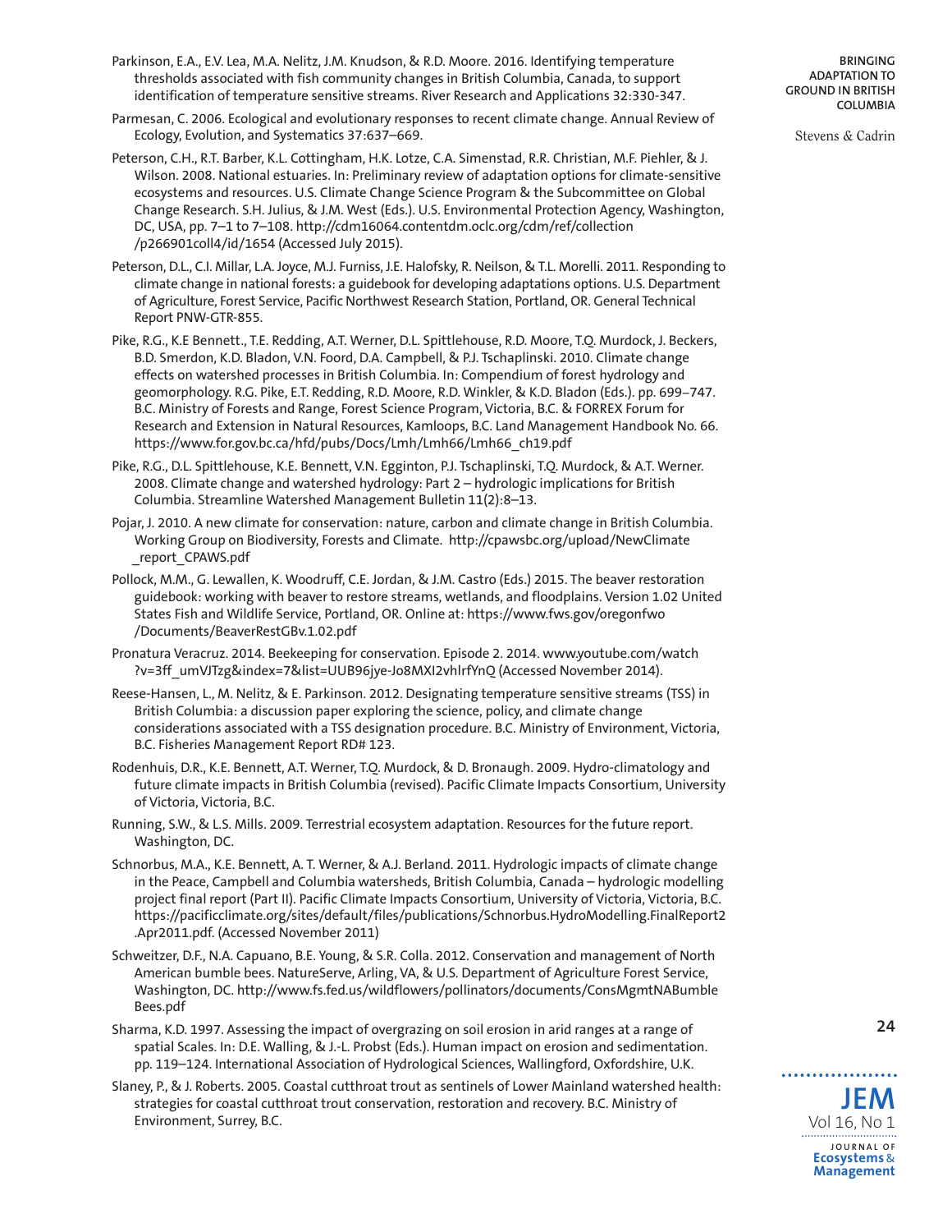Parkinson, E.A., E.V. Lea, M.A. Nelitz, J.M. Knudson, & R.D. Moore. 2016. Identifying temperature thresholds associated with fish community changes in British Columbia, Canada, to support identification of temperature sensitive streams. River Research and Applications 32:330-347.

Parmesan, C. 2006. Ecological and evolutionary responses to recent climate change. Annual Review of Ecology, Evolution, and Systematics 37:637–669.

Peterson, C.H., R.T. Barber, K.L. Cottingham, H.K. Lotze, C.A. Simenstad, R.R. Christian, M.F. Piehler, & J. Wilson. 2008. National estuaries. In: Preliminary review of adaptation options for climate-sensitive ecosystems and resources. U.S. Climate Change Science Program & the Subcommittee on Global Change Research. S.H. Julius, & J.M. West (Eds.). U.S. Environmental Protection Agency, Washington, DC, USA, pp. 7–1 to 7–108. http://cdm16064.contentdm.oclc.org/cdm/ref/collection/p266901coll4/id/1654 (Accessed July 2015).

Peterson, D.L., C.I. Millar, L.A. Joyce, M.J. Furniss, J.E. Halofsky, R. Neilson, & T.L. Morelli. 2011. Responding to climate change in national forests: a guidebook for developing adaptations options. U.S. Department of Agriculture, Forest Service, Pacific Northwest Research Station, Portland, OR. General Technical Report PNW-GTR-855.

Pike, R.G., K.E Bennett., T.E. Redding, A.T. Werner, D.L. Spittlehouse, R.D. Moore, T.Q. Murdock, J. Beckers, B.D. Smerdon, K.D. Bladon, V.N. Foord, D.A. Campbell, & P.J. Tschaplinski. 2010. Climate change effects on watershed processes in British Columbia. In: Compendium of forest hydrology and geomorphology. R.G. Pike, E.T. Redding, R.D. Moore, R.D. Winkler, & K.D. Bladon (Eds.). pp. 699–747. B.C. Ministry of Forests and Range, Forest Science Program, Victoria, B.C. & FORREX Forum for Research and Extension in Natural Resources, Kamloops, B.C. Land Management Handbook No. 66. https://www.for.gov.bc.ca/hfd/pubs/Docs/Lmh/Lmh66/Lmh66_ch19.pdf

Pike, R.G., D.L. Spittlehouse, K.E. Bennett, V.N. Egginton, P.J. Tschaplinski, T.Q. Murdock, & A.T. Werner. 2008. Climate change and watershed hydrology: Part 2 – hydrologic implications for British Columbia. Streamline Watershed Management Bulletin 11(2):8–13.

Pojar, J. 2010. A new climate for conservation: nature, carbon and climate change in British Columbia. Working Group on Biodiversity, Forests and Climate. http://cpawsbc.org/upload/NewClimate_report_CPAWS.pdf

Pollock, M.M., G. Lewallen, K. Woodruff, C.E. Jordan, & J.M. Castro (Eds.) 2015. The beaver restoration guidebook: working with beaver to restore streams, wetlands, and floodplains. Version 1.02 United States Fish and Wildlife Service, Portland, OR. Online at: https://www.fws.gov/oregonfwo/Documents/BeaverRestGBv.1.02.pdf

Pronatura Veracruz. 2014. Beekeeping for conservation. Episode 2. 2014. www.youtube.com/watch?v=3ff_umVJTzg&index=7&list=UUB96jye-Jo8MXI2vhlrfYnQ (Accessed November 2014).

Reese-Hansen, L., M. Nelitz, & E. Parkinson. 2012. Designating temperature sensitive streams (TSS) in British Columbia: a discussion paper exploring the science, policy, and climate change considerations associated with a TSS designation procedure. B.C. Ministry of Environment, Victoria, B.C. Fisheries Management Report RD# 123.

Rodenhuis, D.R., K.E. Bennett, A.T. Werner, T.Q. Murdock, & D. Bronaugh. 2009. Hydro-climatology and future climate impacts in British Columbia (revised). Pacific Climate Impacts Consortium, University of Victoria, Victoria, B.C.

Running, S.W., & L.S. Mills. 2009. Terrestrial ecosystem adaptation. Resources for the future report. Washington, DC.

Schnorbus, M.A., K.E. Bennett, A. T. Werner, & A.J. Berland. 2011. Hydrologic impacts of climate change in the Peace, Campbell and Columbia watersheds, British Columbia, Canada – hydrologic modelling project final report (Part II). Pacific Climate Impacts Consortium, University of Victoria, Victoria, B.C. https://pacificclimate.org/sites/default/files/publications/Schnorbus.HydroModelling.FinalReport2.Apr2011.pdf. (Accessed November 2011)

Schweitzer, D.F., N.A. Capuano, B.E. Young, & S.R. Colla. 2012. Conservation and management of North American bumble bees. NatureServe, Arling, VA, & U.S. Department of Agriculture Forest Service, Washington, DC. http://www.fs.fed.us/wildflowers/pollinators/documents/ConsMgmtNABumbleBees.pdf

Sharma, K.D. 1997. Assessing the impact of overgrazing on soil erosion in arid ranges at a range of spatial Scales. In: D.E. Walling, & J.-L. Probst (Eds.). Human impact on erosion and sedimentation. pp. 119–124. International Association of Hydrological Sciences, Wallingford, Oxfordshire, U.K.

Slaney, P., & J. Roberts. 2005. Coastal cutthroat trout as sentinels of Lower Mainland watershed health: strategies for coastal cutthroat trout conservation, restoration and recovery. B.C. Ministry of Environment, Surrey, B.C.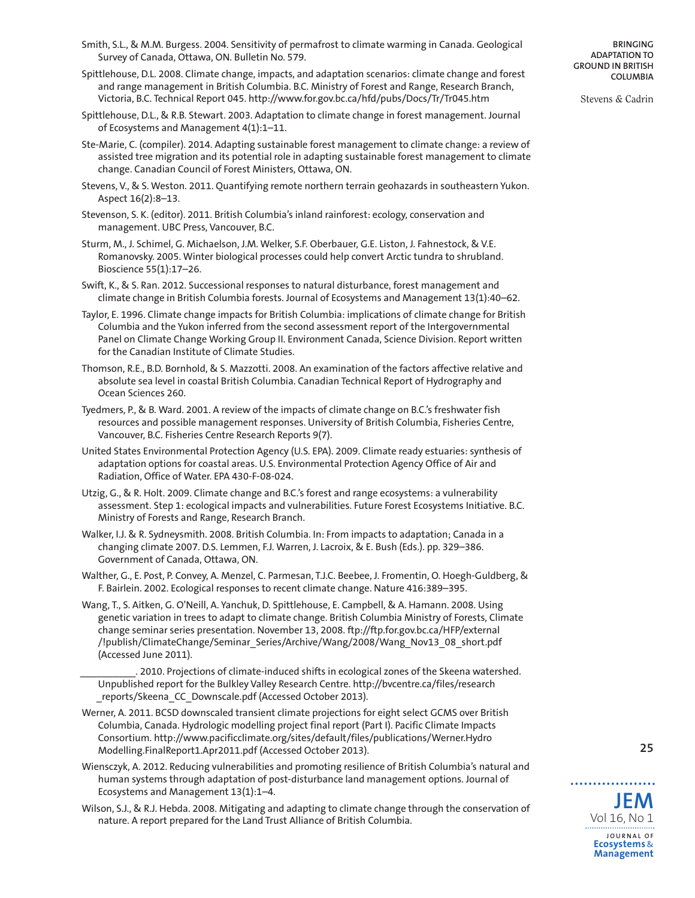Smith, S.L., & M.M. Burgess. 2004. Sensitivity of permafrost to climate warming in Canada. Geological Survey of Canada, Ottawa, ON. Bulletin No. 579.

Spittlehouse, D.L. 2008. Climate change, impacts, and adaptation scenarios: climate change and forest and range management in British Columbia. B.C. Ministry of Forest and Range, Research Branch, Victoria, B.C. Technical Report 045. http://www.for.gov.bc.ca/hfd/pubs/Docs/Tr/Tr045.htm

Spittlehouse, D.L., & R.B. Stewart. 2003. Adaptation to climate change in forest management. Journal of Ecosystems and Management 4(1):1–11.

Ste-Marie, C. (compiler). 2014. Adapting sustainable forest management to climate change: a review of assisted tree migration and its potential role in adapting sustainable forest management to climate change. Canadian Council of Forest Ministers, Ottawa, ON.

Stevens, V., & S. Weston. 2011. Quantifying remote northern terrain geohazards in southeastern Yukon. Aspect 16(2):8–13.

Stevenson, S. K. (editor). 2011. British Columbia's inland rainforest: ecology, conservation and management. UBC Press, Vancouver, B.C.

Sturm, M., J. Schimel, G. Michaelson, J.M. Welker, S.F. Oberbauer, G.E. Liston, J. Fahnestock, & V.E. Romanovsky. 2005. Winter biological processes could help convert Arctic tundra to shrubland. Bioscience 55(1):17–26.

Swift, K., & S. Ran. 2012. Successional responses to natural disturbance, forest management and climate change in British Columbia forests. Journal of Ecosystems and Management 13(1):40–62.

Taylor, E. 1996. Climate change impacts for British Columbia: implications of climate change for British Columbia and the Yukon inferred from the second assessment report of the Intergovernmental Panel on Climate Change Working Group II. Environment Canada, Science Division. Report written for the Canadian Institute of Climate Studies.

Thomson, R.E., B.D. Bornhold, & S. Mazzotti. 2008. An examination of the factors affective relative and absolute sea level in coastal British Columbia. Canadian Technical Report of Hydrography and Ocean Sciences 260.

Tyedmers, P., & B. Ward. 2001. A review of the impacts of climate change on B.C.'s freshwater fish resources and possible management responses. University of British Columbia, Fisheries Centre, Vancouver, B.C. Fisheries Centre Research Reports 9(7).

United States Environmental Protection Agency (U.S. EPA). 2009. Climate ready estuaries: synthesis of adaptation options for coastal areas. U.S. Environmental Protection Agency Office of Air and Radiation, Office of Water. EPA 430-F-08-024.

Utzig, G., & R. Holt. 2009. Climate change and B.C.'s forest and range ecosystems: a vulnerability assessment. Step 1: ecological impacts and vulnerabilities. Future Forest Ecosystems Initiative. B.C. Ministry of Forests and Range, Research Branch.

Walker, I.J. & R. Sydneysmith. 2008. British Columbia. In: From impacts to adaptation; Canada in a changing climate 2007. D.S. Lemmen, F.J. Warren, J. Lacroix, & E. Bush (Eds.). pp. 329–386. Government of Canada, Ottawa, ON.

Walther, G., E. Post, P. Convey, A. Menzel, C. Parmesan, T.J.C. Beebee, J. Fromentin, O. Hoegh-Guldberg, & F. Bairlein. 2002. Ecological responses to recent climate change. Nature 416:389–395.

Wang, T., S. Aitken, G. O'Neill, A. Yanchuk, D. Spittlehouse, E. Campbell, & A. Hamann. 2008. Using genetic variation in trees to adapt to climate change. British Columbia Ministry of Forests, Climate change seminar series presentation. November 13, 2008. ftp://ftp.for.gov.bc.ca/HFP/external/!publish/ClimateChange/Seminar_Series/Archive/Wang/2008/Wang_Nov13_08_short.pdf (Accessed June 2011).

__________. 2010. Projections of climate-induced shifts in ecological zones of the Skeena watershed. Unpublished report for the Bulkley Valley Research Centre. http://bvcentre.ca/files/research_reports/Skeena_CC_Downscale.pdf (Accessed October 2013).

Werner, A. 2011. BCSD downscaled transient climate projections for eight select GCMS over British Columbia, Canada. Hydrologic modelling project final report (Part I). Pacific Climate Impacts Consortium. http://www.pacificclimate.org/sites/default/files/publications/Werner.HydroModelling.FinalReport1.Apr2011.pdf (Accessed October 2013).

Wiensczyk, A. 2012. Reducing vulnerabilities and promoting resilience of British Columbia's natural and human systems through adaptation of post-disturbance land management options. Journal of Ecosystems and Management 13(1):1–4.

Wilson, S.J., & R.J. Hebda. 2008. Mitigating and adapting to climate change through the conservation of nature. A report prepared for the Land Trust Alliance of British Columbia.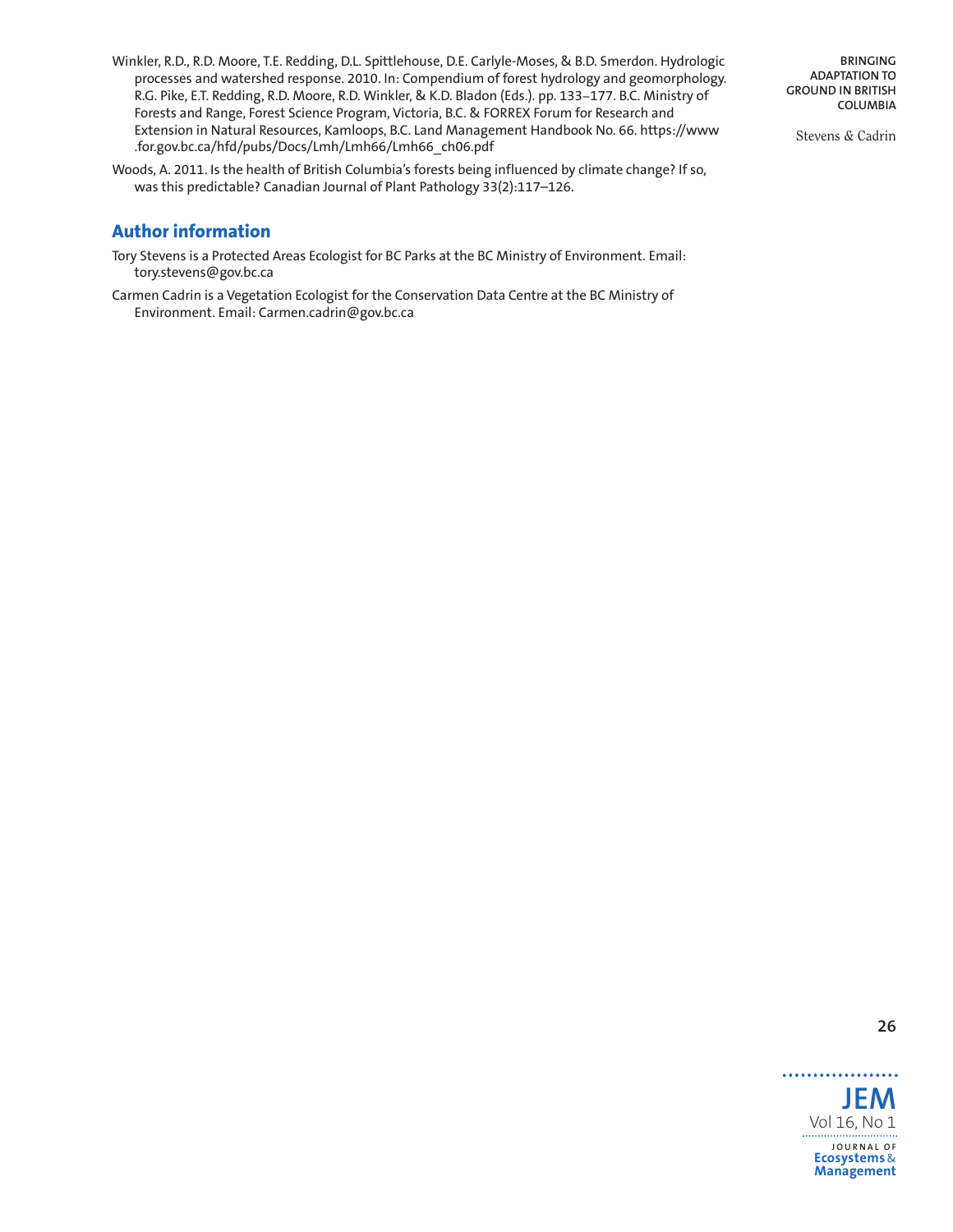Winkler, R.D., R.D. Moore, T.E. Redding, D.L. Spittlehouse, D.E. Carlyle-Moses, & B.D. Smerdon. Hydrologic processes and watershed response. 2010. In: Compendium of forest hydrology and geomorphology. R.G. Pike, E.T. Redding, R.D. Moore, R.D. Winkler, & K.D. Bladon (Eds.). pp. 133–177. B.C. Ministry of Forests and Range, Forest Science Program, Victoria, B.C. & FORREX Forum for Research and Extension in Natural Resources, Kamloops, B.C. Land Management Handbook No. 66. https://www.for.gov.bc.ca/hfd/pubs/Docs/Lmh/Lmh66/Lmh66_ch06.pdf

Woods, A. 2011. Is the health of British Columbia's forests being influenced by climate change? If so, was this predictable? Canadian Journal of Plant Pathology 33(2):117–126.

## Author information

Tory Stevens is a Protected Areas Ecologist for BC Parks at the BC Ministry of Environment. Email: tory.stevens@gov.bc.ca

Carmen Cadrin is a Vegetation Ecologist for the Conservation Data Centre at the BC Ministry of Environment. Email: Carmen.cadrin@gov.bc.ca